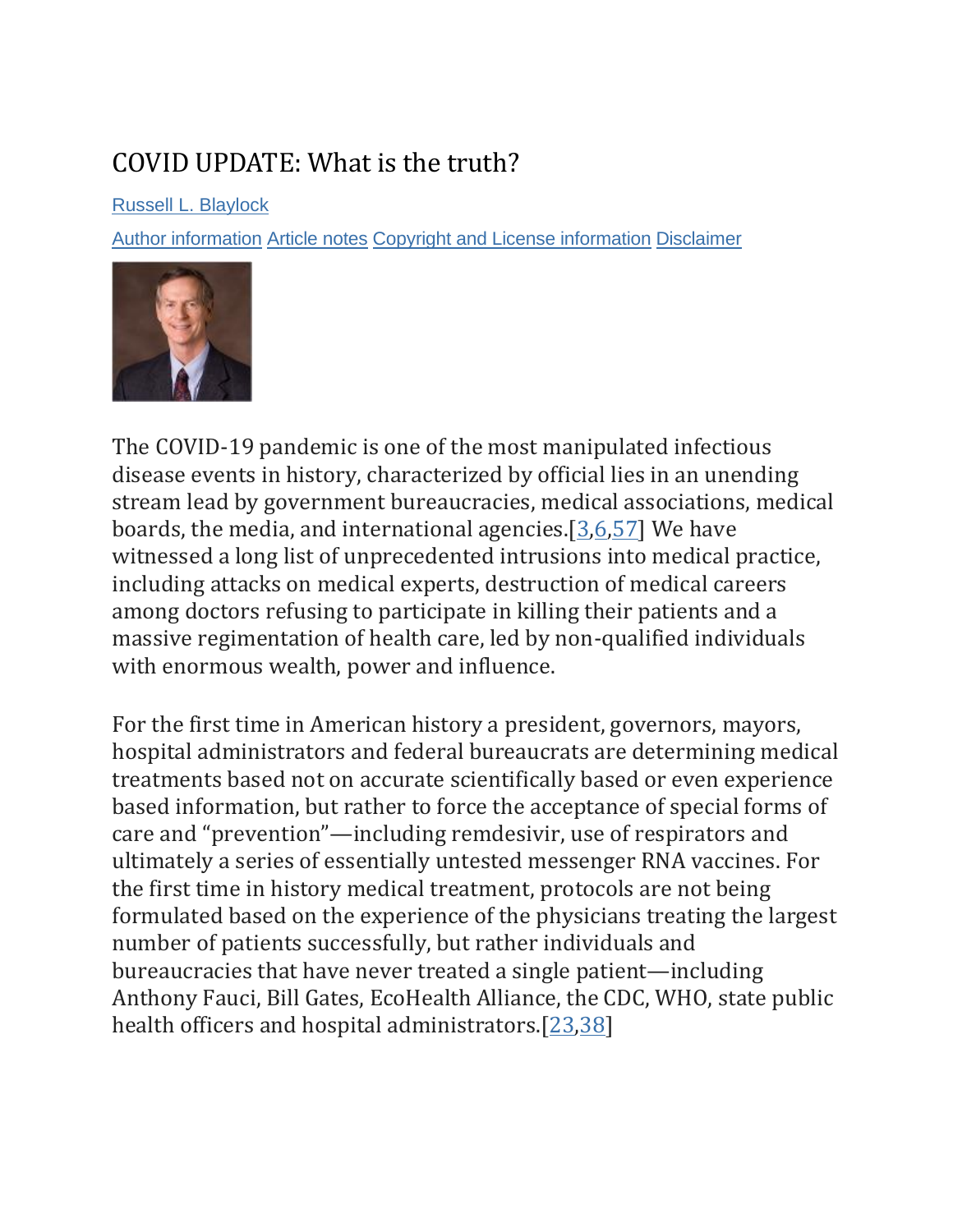# COVID UPDATE: What is the truth?

Russell L. Blaylock

Author information Article notes Copyright and License information Disclaimer

The COVID-19 pandemic is one of the most manipulated infectious disease events in history, characterized by official lies in an unending stream lead by government bureaucracies, medical associations, medical boards, the media, and international agencies.[3,6,57] We have witnessed a long list of unprecedented intrusions into medical practice, including attacks on medical experts, destruction of medical careers among doctors refusing to participate in killing their patients and a massive regimentation of health care, led by non-qualified individuals with enormous wealth, power and influence.

For the first time in American history a president, governors, mayors, hospital administrators and federal bureaucrats are determining medical treatments based not on accurate scientifically based or even experience based information, but rather to force the acceptance of special forms of care and "prevention"—including remdesivir, use of respirators and ultimately a series of essentially untested messenger RNA vaccines. For the first time in history medical treatment, protocols are not being formulated based on the experience of the physicians treating the largest number of patients successfully, but rather individuals and bureaucracies that have never treated a single patient—including Anthony Fauci, Bill Gates, EcoHealth Alliance, the CDC, WHO, state public health officers and hospital administrators.[23,38]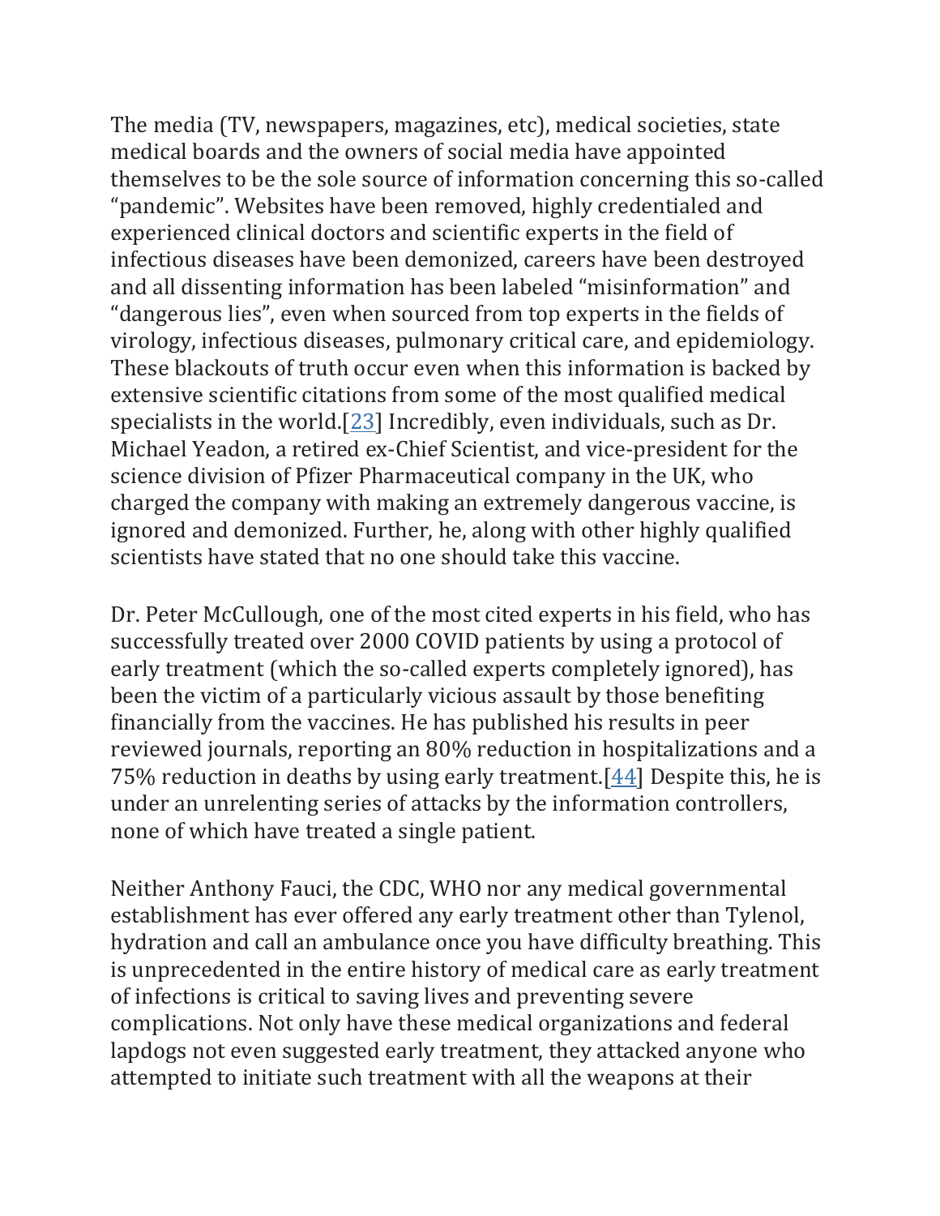The media (TV, newspapers, magazines, etc), medical societies, state medical boards and the owners of social media have appointed themselves to be the sole source of information concerning this so-called "pandemic". Websites have been removed, highly credentialed and experienced clinical doctors and scientific experts in the field of infectious diseases have been demonized, careers have been destroyed and all dissenting information has been labeled "misinformation" and "dangerous lies", even when sourced from top experts in the fields of virology, infectious diseases, pulmonary critical care, and epidemiology. These blackouts of truth occur even when this information is backed by extensive scientific citations from some of the most qualified medical specialists in the world.[23] Incredibly, even individuals, such as Dr. Michael Yeadon, a retired ex-Chief Scientist, and vice-president for the science division of Pfizer Pharmaceutical company in the UK, who charged the company with making an extremely dangerous vaccine, is ignored and demonized. Further, he, along with other highly qualified scientists have stated that no one should take this vaccine.

Dr. Peter McCullough, one of the most cited experts in his field, who has successfully treated over 2000 COVID patients by using a protocol of early treatment (which the so-called experts completely ignored), has been the victim of a particularly vicious assault by those benefiting financially from the vaccines. He has published his results in peer reviewed journals, reporting an 80% reduction in hospitalizations and a 75% reduction in deaths by using early treatment.[44] Despite this, he is under an unrelenting series of attacks by the information controllers, none of which have treated a single patient.

Neither Anthony Fauci, the CDC, WHO nor any medical governmental establishment has ever offered any early treatment other than Tylenol, hydration and call an ambulance once you have difficulty breathing. This is unprecedented in the entire history of medical care as early treatment of infections is critical to saving lives and preventing severe complications. Not only have these medical organizations and federal lapdogs not even suggested early treatment, they attacked anyone who attempted to initiate such treatment with all the weapons at their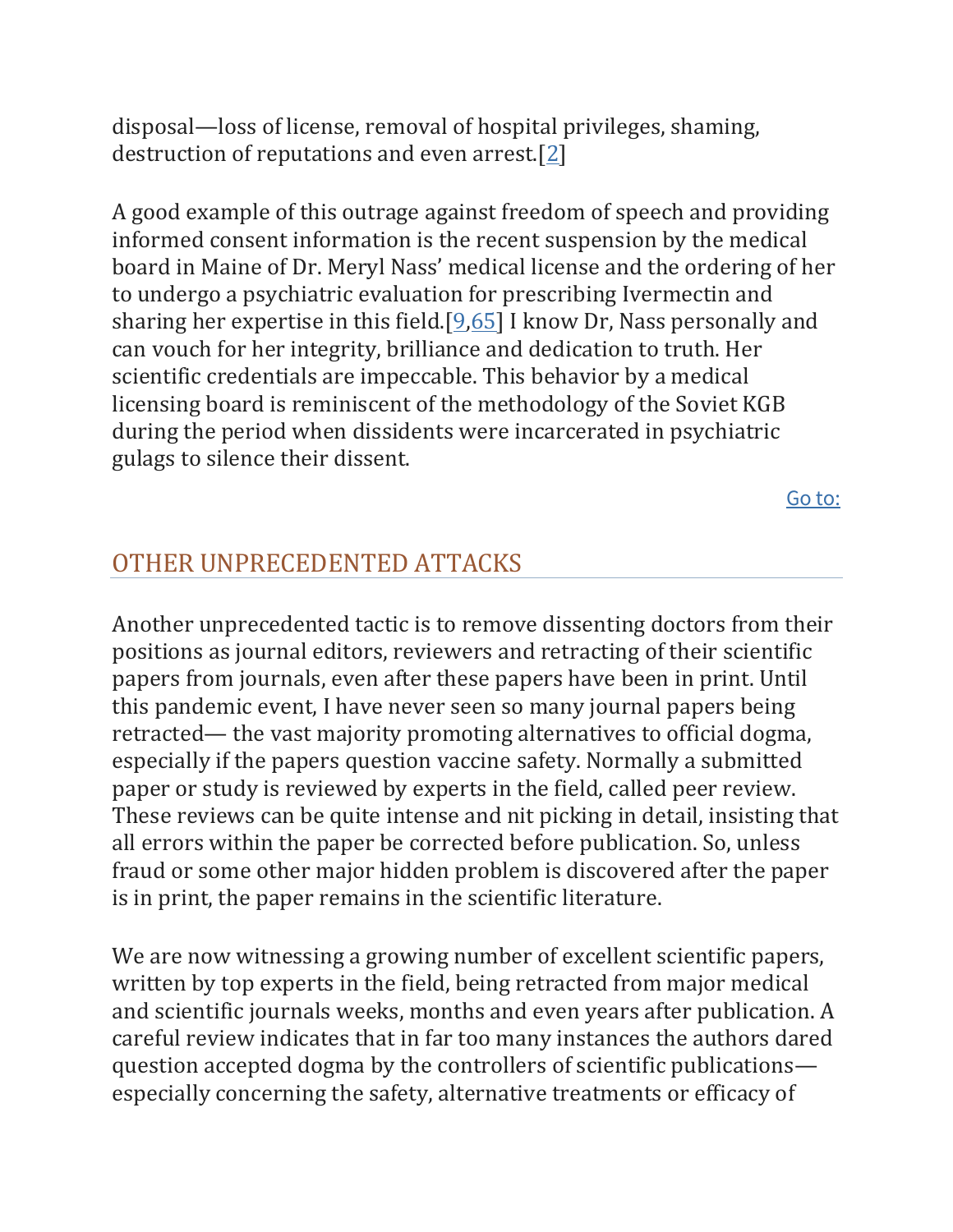disposal—loss of license, removal of hospital privileges, shaming, destruction of reputations and even arrest.[2]

A good example of this outrage against freedom of speech and providing informed consent information is the recent suspension by the medical board in Maine of Dr. Meryl Nass' medical license and the ordering of her to undergo a psychiatric evaluation for prescribing Ivermectin and sharing her expertise in this field.[9,65] I know Dr, Nass personally and can vouch for her integrity, brilliance and dedication to truth. Her scientific credentials are impeccable. This behavior by a medical licensing board is reminiscent of the methodology of the Soviet KGB during the period when dissidents were incarcerated in psychiatric gulags to silence their dissent.

## OTHER UNPRECEDENTED ATTACKS

Another unprecedented tactic is to remove dissenting doctors from their positions as journal editors, reviewers and retracting of their scientific papers from journals, even after these papers have been in print. Until this pandemic event, I have never seen so many journal papers being retracted— the vast majority promoting alternatives to official dogma, especially if the papers question vaccine safety. Normally a submitted paper or study is reviewed by experts in the field, called peer review. These reviews can be quite intense and nit picking in detail, insisting that all errors within the paper be corrected before publication. So, unless fraud or some other major hidden problem is discovered after the paper is in print, the paper remains in the scientific literature.

We are now witnessing a growing number of excellent scientific papers, written by top experts in the field, being retracted from major medical and scientific journals weeks, months and even years after publication. A careful review indicates that in far too many instances the authors dared question accepted dogma by the controllers of scientific publications—especially concerning the safety, alternative treatments or efficacy of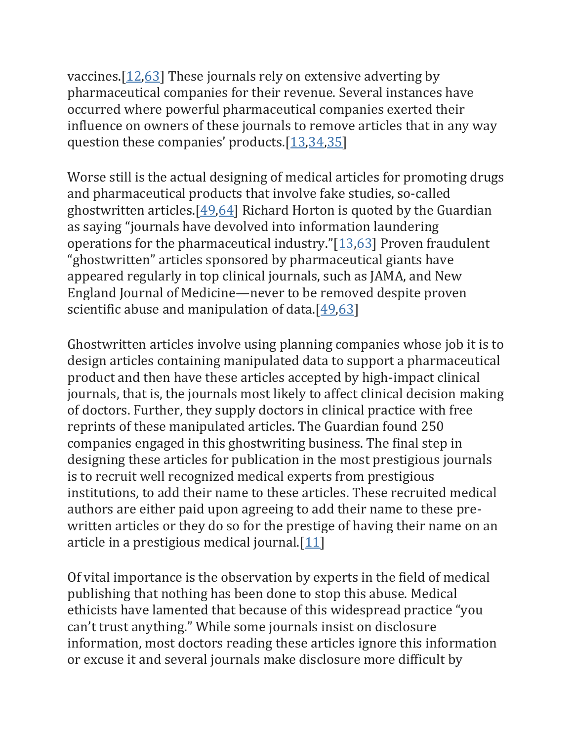vaccines.[12,63] These journals rely on extensive adverting by pharmaceutical companies for their revenue. Several instances have occurred where powerful pharmaceutical companies exerted their influence on owners of these journals to remove articles that in any way question these companies' products.[13,34,35]

Worse still is the actual designing of medical articles for promoting drugs and pharmaceutical products that involve fake studies, so-called ghostwritten articles.[49,64] Richard Horton is quoted by the Guardian as saying "journals have devolved into information laundering operations for the pharmaceutical industry."[13,63] Proven fraudulent "ghostwritten" articles sponsored by pharmaceutical giants have appeared regularly in top clinical journals, such as JAMA, and New England Journal of Medicine—never to be removed despite proven scientific abuse and manipulation of data.[49,63]

Ghostwritten articles involve using planning companies whose job it is to design articles containing manipulated data to support a pharmaceutical product and then have these articles accepted by high-impact clinical journals, that is, the journals most likely to affect clinical decision making of doctors. Further, they supply doctors in clinical practice with free reprints of these manipulated articles. The Guardian found 250 companies engaged in this ghostwriting business. The final step in designing these articles for publication in the most prestigious journals is to recruit well recognized medical experts from prestigious institutions, to add their name to these articles. These recruited medical authors are either paid upon agreeing to add their name to these pre-written articles or they do so for the prestige of having their name on an article in a prestigious medical journal.[11]

Of vital importance is the observation by experts in the field of medical publishing that nothing has been done to stop this abuse. Medical ethicists have lamented that because of this widespread practice "you can't trust anything." While some journals insist on disclosure information, most doctors reading these articles ignore this information or excuse it and several journals make disclosure more difficult by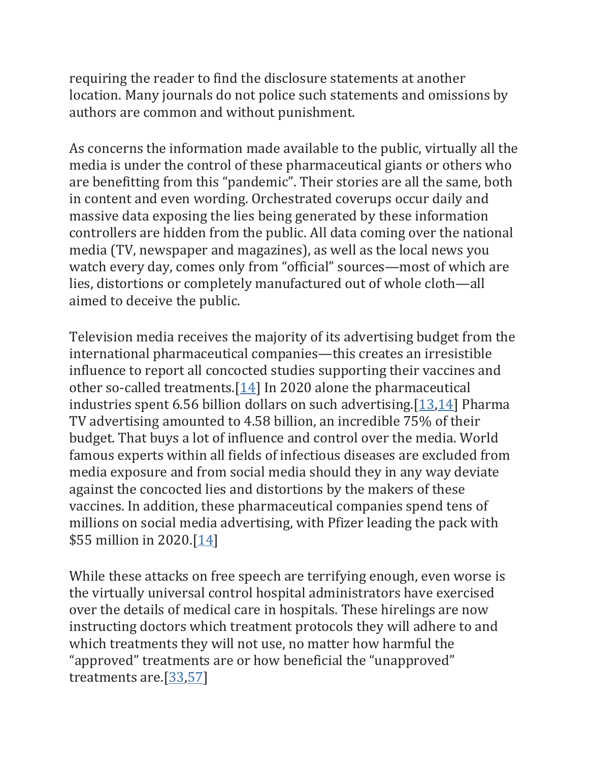requiring the reader to find the disclosure statements at another location. Many journals do not police such statements and omissions by authors are common and without punishment.

As concerns the information made available to the public, virtually all the media is under the control of these pharmaceutical giants or others who are benefitting from this "pandemic". Their stories are all the same, both in content and even wording. Orchestrated coverups occur daily and massive data exposing the lies being generated by these information controllers are hidden from the public. All data coming over the national media (TV, newspaper and magazines), as well as the local news you watch every day, comes only from "official" sources—most of which are lies, distortions or completely manufactured out of whole cloth—all aimed to deceive the public.

Television media receives the majority of its advertising budget from the international pharmaceutical companies—this creates an irresistible influence to report all concocted studies supporting their vaccines and other so-called treatments.[14] In 2020 alone the pharmaceutical industries spent 6.56 billion dollars on such advertising.[13,14] Pharma TV advertising amounted to 4.58 billion, an incredible 75% of their budget. That buys a lot of influence and control over the media. World famous experts within all fields of infectious diseases are excluded from media exposure and from social media should they in any way deviate against the concocted lies and distortions by the makers of these vaccines. In addition, these pharmaceutical companies spend tens of millions on social media advertising, with Pfizer leading the pack with $55 million in 2020.[14]

While these attacks on free speech are terrifying enough, even worse is the virtually universal control hospital administrators have exercised over the details of medical care in hospitals. These hirelings are now instructing doctors which treatment protocols they will adhere to and which treatments they will not use, no matter how harmful the "approved" treatments are or how beneficial the "unapproved" treatments are.[33,57]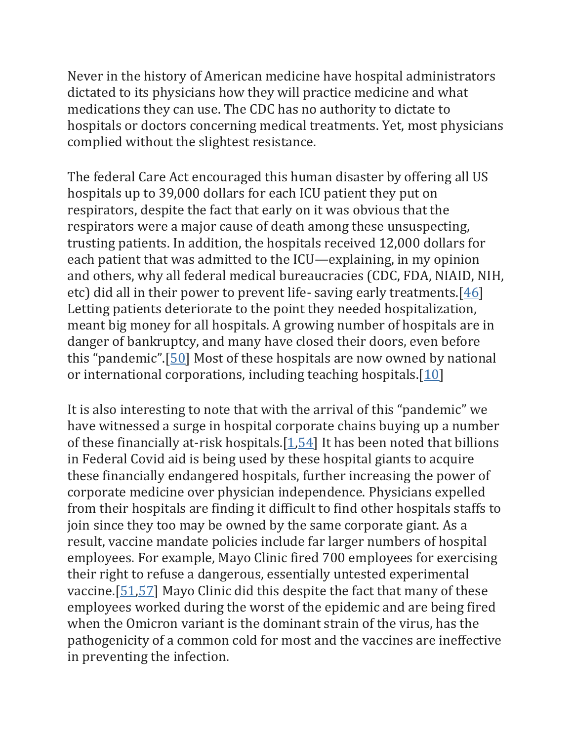Never in the history of American medicine have hospital administrators dictated to its physicians how they will practice medicine and what medications they can use. The CDC has no authority to dictate to hospitals or doctors concerning medical treatments. Yet, most physicians complied without the slightest resistance.

The federal Care Act encouraged this human disaster by offering all US hospitals up to 39,000 dollars for each ICU patient they put on respirators, despite the fact that early on it was obvious that the respirators were a major cause of death among these unsuspecting, trusting patients. In addition, the hospitals received 12,000 dollars for each patient that was admitted to the ICU—explaining, in my opinion and others, why all federal medical bureaucracies (CDC, FDA, NIAID, NIH, etc) did all in their power to prevent life- saving early treatments.[46] Letting patients deteriorate to the point they needed hospitalization, meant big money for all hospitals. A growing number of hospitals are in danger of bankruptcy, and many have closed their doors, even before this "pandemic".[50] Most of these hospitals are now owned by national or international corporations, including teaching hospitals.[10]

It is also interesting to note that with the arrival of this "pandemic" we have witnessed a surge in hospital corporate chains buying up a number of these financially at-risk hospitals.[1,54] It has been noted that billions in Federal Covid aid is being used by these hospital giants to acquire these financially endangered hospitals, further increasing the power of corporate medicine over physician independence. Physicians expelled from their hospitals are finding it difficult to find other hospitals staffs to join since they too may be owned by the same corporate giant. As a result, vaccine mandate policies include far larger numbers of hospital employees. For example, Mayo Clinic fired 700 employees for exercising their right to refuse a dangerous, essentially untested experimental vaccine.[51,57] Mayo Clinic did this despite the fact that many of these employees worked during the worst of the epidemic and are being fired when the Omicron variant is the dominant strain of the virus, has the pathogenicity of a common cold for most and the vaccines are ineffective in preventing the infection.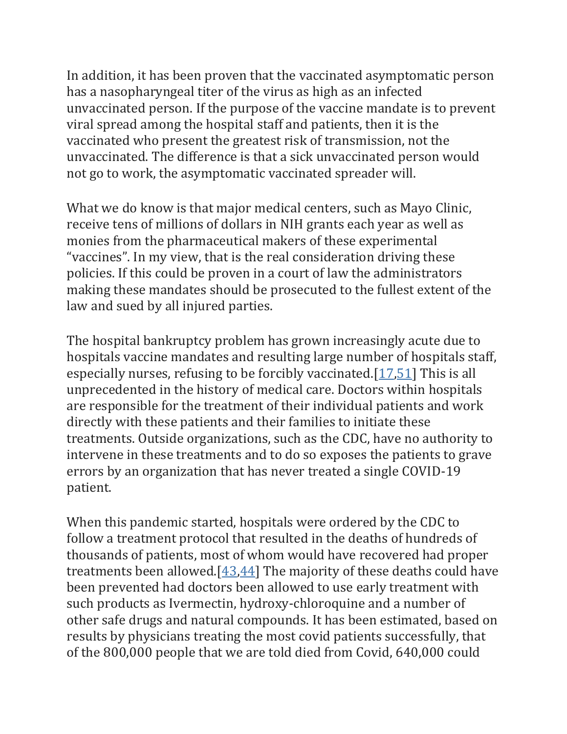In addition, it has been proven that the vaccinated asymptomatic person has a nasopharyngeal titer of the virus as high as an infected unvaccinated person. If the purpose of the vaccine mandate is to prevent viral spread among the hospital staff and patients, then it is the vaccinated who present the greatest risk of transmission, not the unvaccinated. The difference is that a sick unvaccinated person would not go to work, the asymptomatic vaccinated spreader will.

What we do know is that major medical centers, such as Mayo Clinic, receive tens of millions of dollars in NIH grants each year as well as monies from the pharmaceutical makers of these experimental "vaccines". In my view, that is the real consideration driving these policies. If this could be proven in a court of law the administrators making these mandates should be prosecuted to the fullest extent of the law and sued by all injured parties.

The hospital bankruptcy problem has grown increasingly acute due to hospitals vaccine mandates and resulting large number of hospitals staff, especially nurses, refusing to be forcibly vaccinated.[17,51] This is all unprecedented in the history of medical care. Doctors within hospitals are responsible for the treatment of their individual patients and work directly with these patients and their families to initiate these treatments. Outside organizations, such as the CDC, have no authority to intervene in these treatments and to do so exposes the patients to grave errors by an organization that has never treated a single COVID-19 patient.

When this pandemic started, hospitals were ordered by the CDC to follow a treatment protocol that resulted in the deaths of hundreds of thousands of patients, most of whom would have recovered had proper treatments been allowed.[43,44] The majority of these deaths could have been prevented had doctors been allowed to use early treatment with such products as Ivermectin, hydroxy-chloroquine and a number of other safe drugs and natural compounds. It has been estimated, based on results by physicians treating the most covid patients successfully, that of the 800,000 people that we are told died from Covid, 640,000 could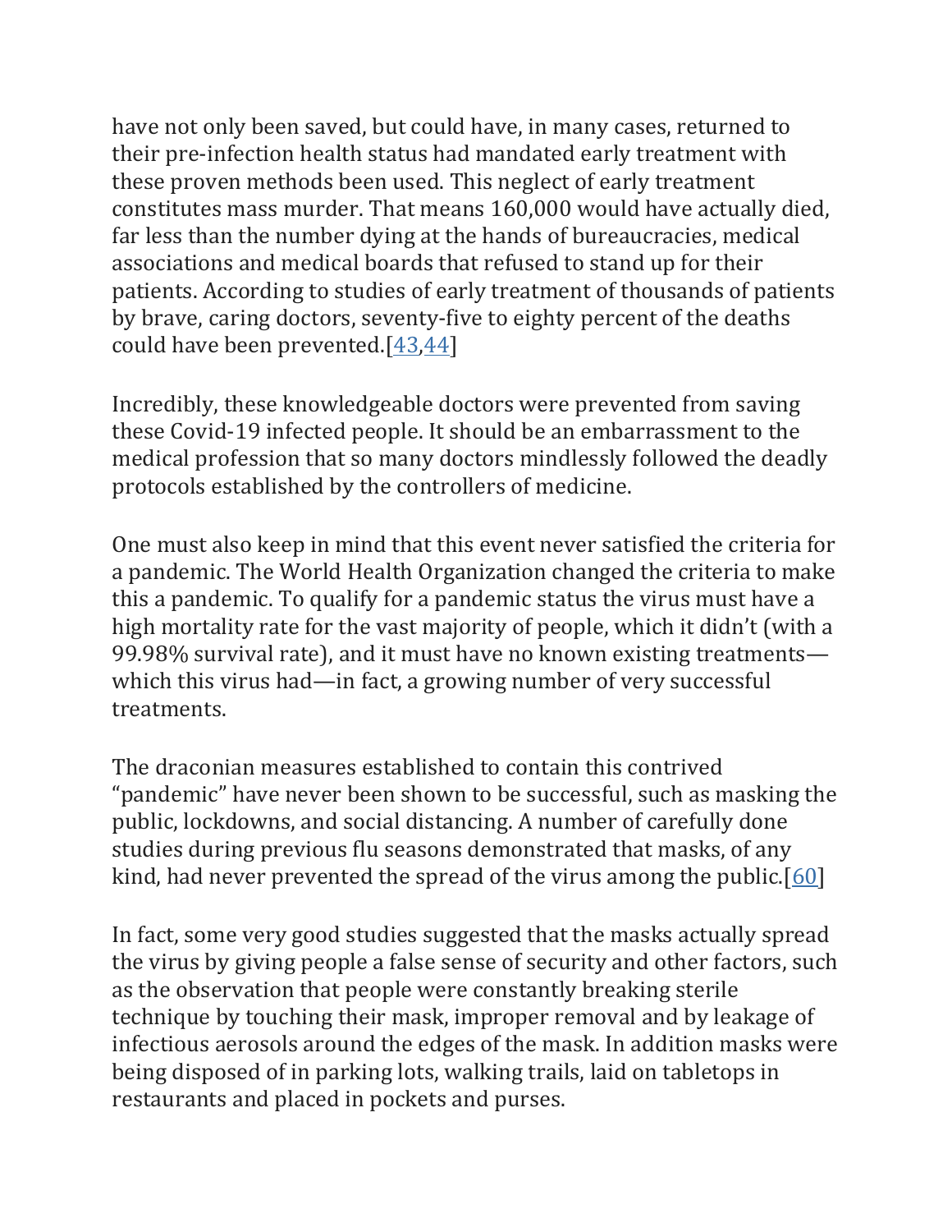have not only been saved, but could have, in many cases, returned to their pre-infection health status had mandated early treatment with these proven methods been used. This neglect of early treatment constitutes mass murder. That means 160,000 would have actually died, far less than the number dying at the hands of bureaucracies, medical associations and medical boards that refused to stand up for their patients. According to studies of early treatment of thousands of patients by brave, caring doctors, seventy-five to eighty percent of the deaths could have been prevented.[43,44]

Incredibly, these knowledgeable doctors were prevented from saving these Covid-19 infected people. It should be an embarrassment to the medical profession that so many doctors mindlessly followed the deadly protocols established by the controllers of medicine.

One must also keep in mind that this event never satisfied the criteria for a pandemic. The World Health Organization changed the criteria to make this a pandemic. To qualify for a pandemic status the virus must have a high mortality rate for the vast majority of people, which it didn't (with a 99.98% survival rate), and it must have no known existing treatments—which this virus had—in fact, a growing number of very successful treatments.

The draconian measures established to contain this contrived "pandemic" have never been shown to be successful, such as masking the public, lockdowns, and social distancing. A number of carefully done studies during previous flu seasons demonstrated that masks, of any kind, had never prevented the spread of the virus among the public.[60]

In fact, some very good studies suggested that the masks actually spread the virus by giving people a false sense of security and other factors, such as the observation that people were constantly breaking sterile technique by touching their mask, improper removal and by leakage of infectious aerosols around the edges of the mask. In addition masks were being disposed of in parking lots, walking trails, laid on tabletops in restaurants and placed in pockets and purses.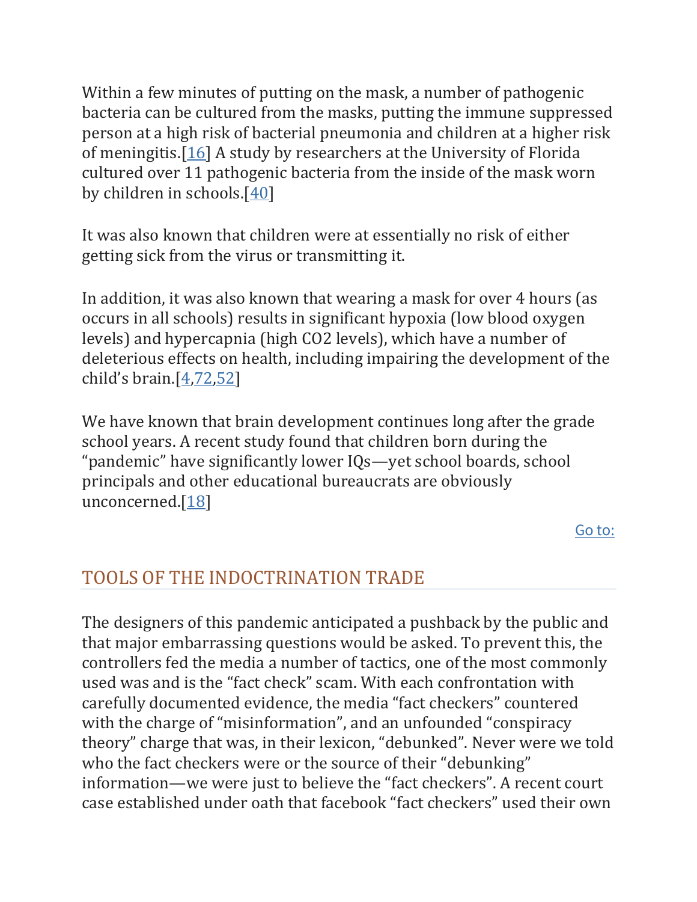Within a few minutes of putting on the mask, a number of pathogenic bacteria can be cultured from the masks, putting the immune suppressed person at a high risk of bacterial pneumonia and children at a higher risk of meningitis.[16] A study by researchers at the University of Florida cultured over 11 pathogenic bacteria from the inside of the mask worn by children in schools.[40]

It was also known that children were at essentially no risk of either getting sick from the virus or transmitting it.

In addition, it was also known that wearing a mask for over 4 hours (as occurs in all schools) results in significant hypoxia (low blood oxygen levels) and hypercapnia (high CO2 levels), which have a number of deleterious effects on health, including impairing the development of the child's brain.[4,72,52]

We have known that brain development continues long after the grade school years. A recent study found that children born during the "pandemic" have significantly lower IQs—yet school boards, school principals and other educational bureaucrats are obviously unconcerned.[18]

Go to:

## TOOLS OF THE INDOCTRINATION TRADE

The designers of this pandemic anticipated a pushback by the public and that major embarrassing questions would be asked. To prevent this, the controllers fed the media a number of tactics, one of the most commonly used was and is the "fact check" scam. With each confrontation with carefully documented evidence, the media "fact checkers" countered with the charge of "misinformation", and an unfounded "conspiracy theory" charge that was, in their lexicon, "debunked". Never were we told who the fact checkers were or the source of their "debunking" information—we were just to believe the "fact checkers". A recent court case established under oath that facebook "fact checkers" used their own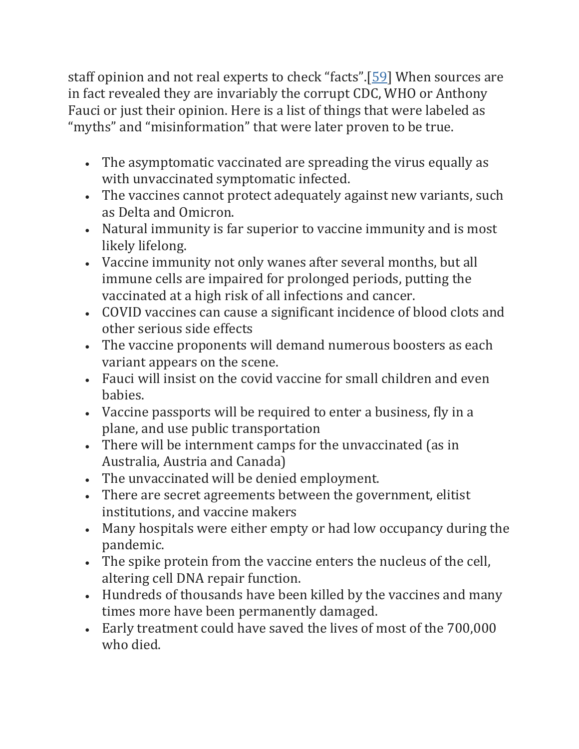staff opinion and not real experts to check "facts".[59] When sources are in fact revealed they are invariably the corrupt CDC, WHO or Anthony Fauci or just their opinion. Here is a list of things that were labeled as "myths" and "misinformation" that were later proven to be true.

- The asymptomatic vaccinated are spreading the virus equally as with unvaccinated symptomatic infected.
- The vaccines cannot protect adequately against new variants, such as Delta and Omicron.
- Natural immunity is far superior to vaccine immunity and is most likely lifelong.
- Vaccine immunity not only wanes after several months, but all immune cells are impaired for prolonged periods, putting the vaccinated at a high risk of all infections and cancer.
- COVID vaccines can cause a significant incidence of blood clots and other serious side effects
- The vaccine proponents will demand numerous boosters as each variant appears on the scene.
- Fauci will insist on the covid vaccine for small children and even babies.
- Vaccine passports will be required to enter a business, fly in a plane, and use public transportation
- There will be internment camps for the unvaccinated (as in Australia, Austria and Canada)
- The unvaccinated will be denied employment.
- There are secret agreements between the government, elitist institutions, and vaccine makers
- Many hospitals were either empty or had low occupancy during the pandemic.
- The spike protein from the vaccine enters the nucleus of the cell, altering cell DNA repair function.
- Hundreds of thousands have been killed by the vaccines and many times more have been permanently damaged.
- Early treatment could have saved the lives of most of the 700,000 who died.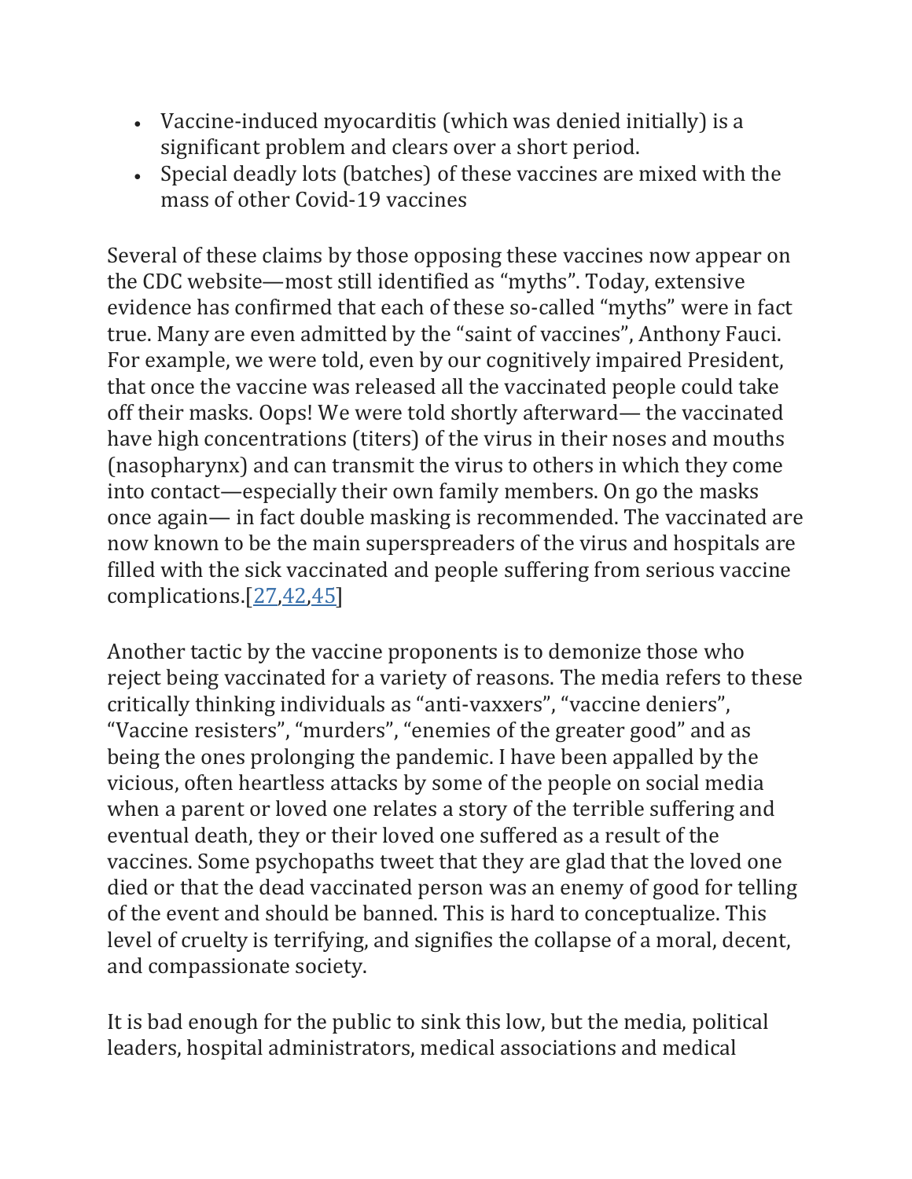- Vaccine-induced myocarditis (which was denied initially) is a significant problem and clears over a short period.
- Special deadly lots (batches) of these vaccines are mixed with the mass of other Covid-19 vaccines

Several of these claims by those opposing these vaccines now appear on the CDC website—most still identified as "myths". Today, extensive evidence has confirmed that each of these so-called "myths" were in fact true. Many are even admitted by the "saint of vaccines", Anthony Fauci. For example, we were told, even by our cognitively impaired President, that once the vaccine was released all the vaccinated people could take off their masks. Oops! We were told shortly afterward— the vaccinated have high concentrations (titers) of the virus in their noses and mouths (nasopharynx) and can transmit the virus to others in which they come into contact—especially their own family members. On go the masks once again— in fact double masking is recommended. The vaccinated are now known to be the main superspreaders of the virus and hospitals are filled with the sick vaccinated and people suffering from serious vaccine complications.[27,42,45]

Another tactic by the vaccine proponents is to demonize those who reject being vaccinated for a variety of reasons. The media refers to these critically thinking individuals as "anti-vaxxers", "vaccine deniers", "Vaccine resisters", "murders", "enemies of the greater good" and as being the ones prolonging the pandemic. I have been appalled by the vicious, often heartless attacks by some of the people on social media when a parent or loved one relates a story of the terrible suffering and eventual death, they or their loved one suffered as a result of the vaccines. Some psychopaths tweet that they are glad that the loved one died or that the dead vaccinated person was an enemy of good for telling of the event and should be banned. This is hard to conceptualize. This level of cruelty is terrifying, and signifies the collapse of a moral, decent, and compassionate society.

It is bad enough for the public to sink this low, but the media, political leaders, hospital administrators, medical associations and medical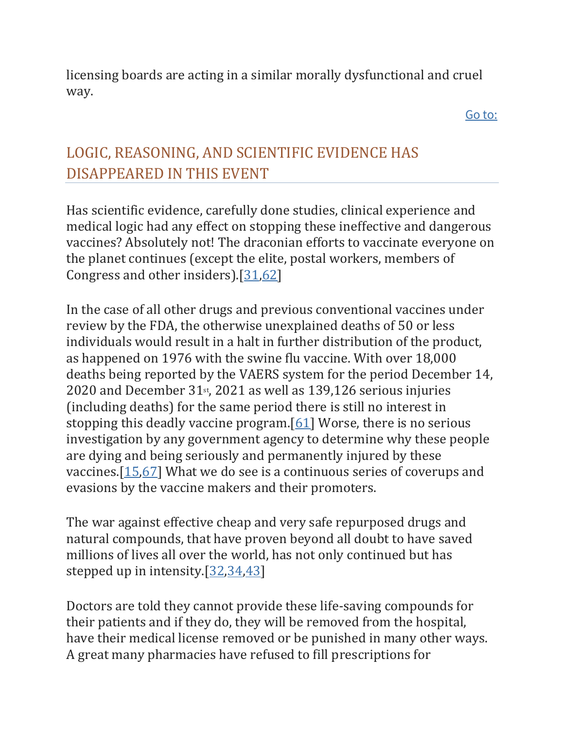licensing boards are acting in a similar morally dysfunctional and cruel way.

Go to:

## LOGIC, REASONING, AND SCIENTIFIC EVIDENCE HAS DISAPPEARED IN THIS EVENT

Has scientific evidence, carefully done studies, clinical experience and medical logic had any effect on stopping these ineffective and dangerous vaccines? Absolutely not! The draconian efforts to vaccinate everyone on the planet continues (except the elite, postal workers, members of Congress and other insiders).[31,62]

In the case of all other drugs and previous conventional vaccines under review by the FDA, the otherwise unexplained deaths of 50 or less individuals would result in a halt in further distribution of the product, as happened on 1976 with the swine flu vaccine. With over 18,000 deaths being reported by the VAERS system for the period December 14, 2020 and December 31st, 2021 as well as 139,126 serious injuries (including deaths) for the same period there is still no interest in stopping this deadly vaccine program.[61] Worse, there is no serious investigation by any government agency to determine why these people are dying and being seriously and permanently injured by these vaccines.[15,67] What we do see is a continuous series of coverups and evasions by the vaccine makers and their promoters.

The war against effective cheap and very safe repurposed drugs and natural compounds, that have proven beyond all doubt to have saved millions of lives all over the world, has not only continued but has stepped up in intensity.[32,34,43]

Doctors are told they cannot provide these life-saving compounds for their patients and if they do, they will be removed from the hospital, have their medical license removed or be punished in many other ways. A great many pharmacies have refused to fill prescriptions for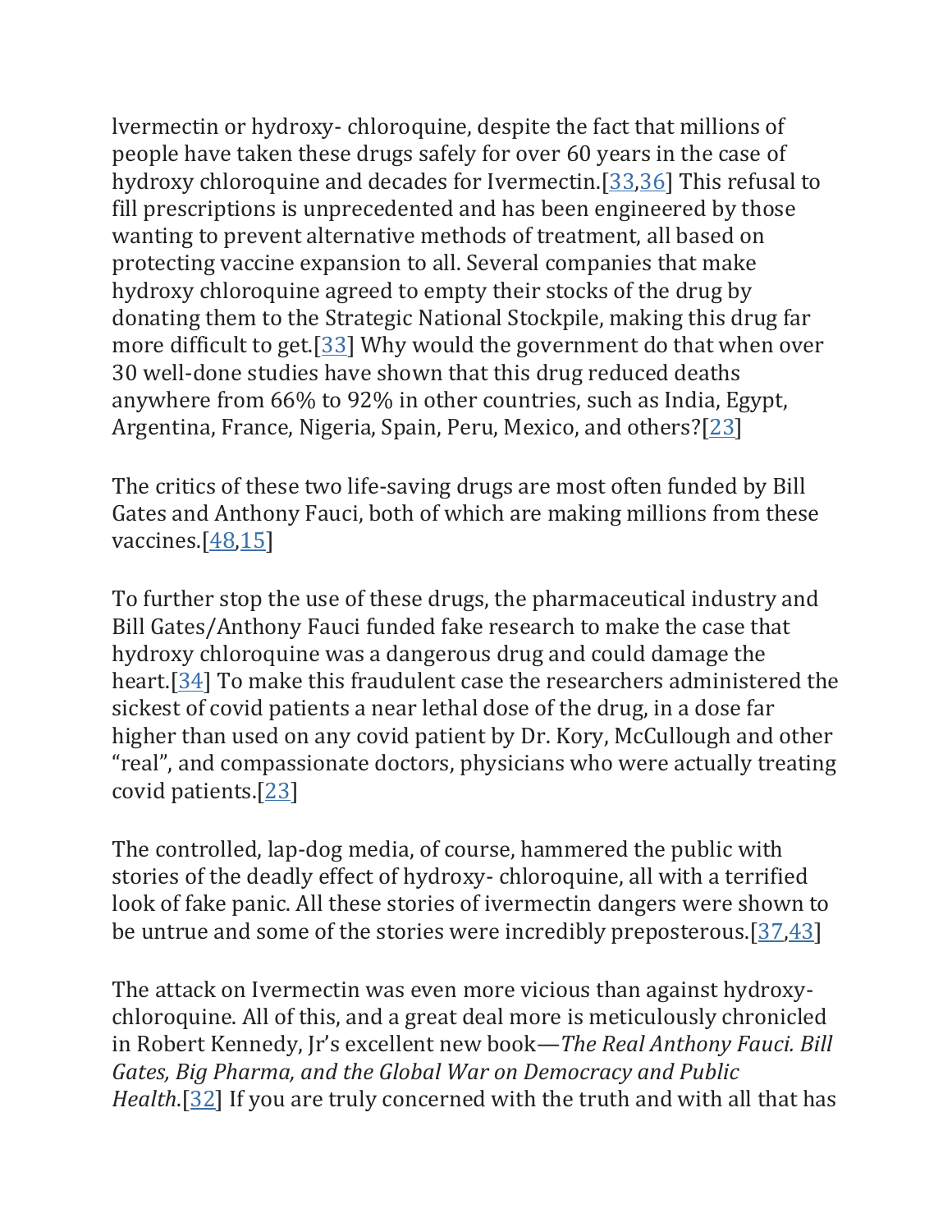Ivermectin or hydroxy- chloroquine, despite the fact that millions of people have taken these drugs safely for over 60 years in the case of hydroxy chloroquine and decades for Ivermectin.[33,36] This refusal to fill prescriptions is unprecedented and has been engineered by those wanting to prevent alternative methods of treatment, all based on protecting vaccine expansion to all. Several companies that make hydroxy chloroquine agreed to empty their stocks of the drug by donating them to the Strategic National Stockpile, making this drug far more difficult to get.[33] Why would the government do that when over 30 well-done studies have shown that this drug reduced deaths anywhere from 66% to 92% in other countries, such as India, Egypt, Argentina, France, Nigeria, Spain, Peru, Mexico, and others?[23]

The critics of these two life-saving drugs are most often funded by Bill Gates and Anthony Fauci, both of which are making millions from these vaccines.[48,15]

To further stop the use of these drugs, the pharmaceutical industry and Bill Gates/Anthony Fauci funded fake research to make the case that hydroxy chloroquine was a dangerous drug and could damage the heart.[34] To make this fraudulent case the researchers administered the sickest of covid patients a near lethal dose of the drug, in a dose far higher than used on any covid patient by Dr. Kory, McCullough and other "real", and compassionate doctors, physicians who were actually treating covid patients.[23]

The controlled, lap-dog media, of course, hammered the public with stories of the deadly effect of hydroxy- chloroquine, all with a terrified look of fake panic. All these stories of ivermectin dangers were shown to be untrue and some of the stories were incredibly preposterous.[37,43]

The attack on Ivermectin was even more vicious than against hydroxy- chloroquine. All of this, and a great deal more is meticulously chronicled in Robert Kennedy, Jr's excellent new book—*The Real Anthony Fauci. Bill Gates, Big Pharma, and the Global War on Democracy and Public Health*.[32] If you are truly concerned with the truth and with all that has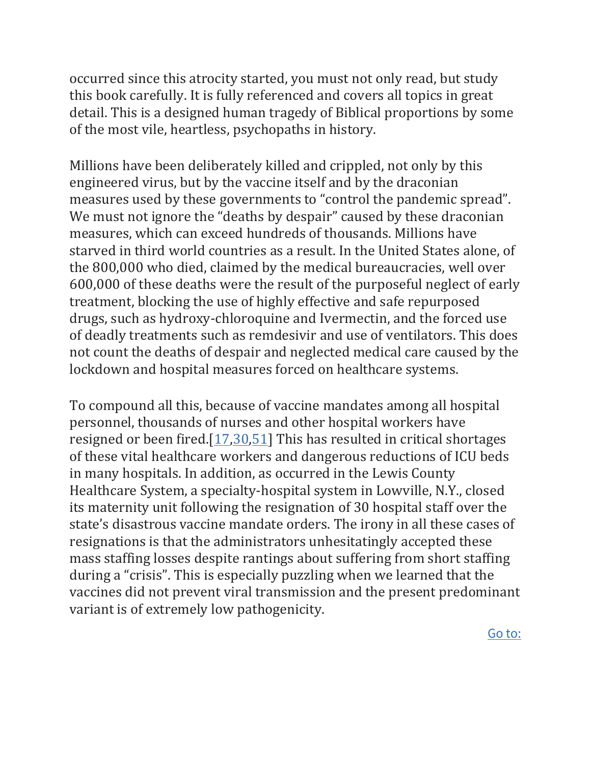occurred since this atrocity started, you must not only read, but study this book carefully. It is fully referenced and covers all topics in great detail. This is a designed human tragedy of Biblical proportions by some of the most vile, heartless, psychopaths in history.

Millions have been deliberately killed and crippled, not only by this engineered virus, but by the vaccine itself and by the draconian measures used by these governments to “control the pandemic spread”. We must not ignore the “deaths by despair” caused by these draconian measures, which can exceed hundreds of thousands. Millions have starved in third world countries as a result. In the United States alone, of the 800,000 who died, claimed by the medical bureaucracies, well over 600,000 of these deaths were the result of the purposeful neglect of early treatment, blocking the use of highly effective and safe repurposed drugs, such as hydroxy-chloroquine and Ivermectin, and the forced use of deadly treatments such as remdesivir and use of ventilators. This does not count the deaths of despair and neglected medical care caused by the lockdown and hospital measures forced on healthcare systems.

To compound all this, because of vaccine mandates among all hospital personnel, thousands of nurses and other hospital workers have resigned or been fired.[17,30,51] This has resulted in critical shortages of these vital healthcare workers and dangerous reductions of ICU beds in many hospitals. In addition, as occurred in the Lewis County Healthcare System, a specialty-hospital system in Lowville, N.Y., closed its maternity unit following the resignation of 30 hospital staff over the state’s disastrous vaccine mandate orders. The irony in all these cases of resignations is that the administrators unhesitatingly accepted these mass staffing losses despite rantings about suffering from short staffing during a “crisis”. This is especially puzzling when we learned that the vaccines did not prevent viral transmission and the present predominant variant is of extremely low pathogenicity.

Go to: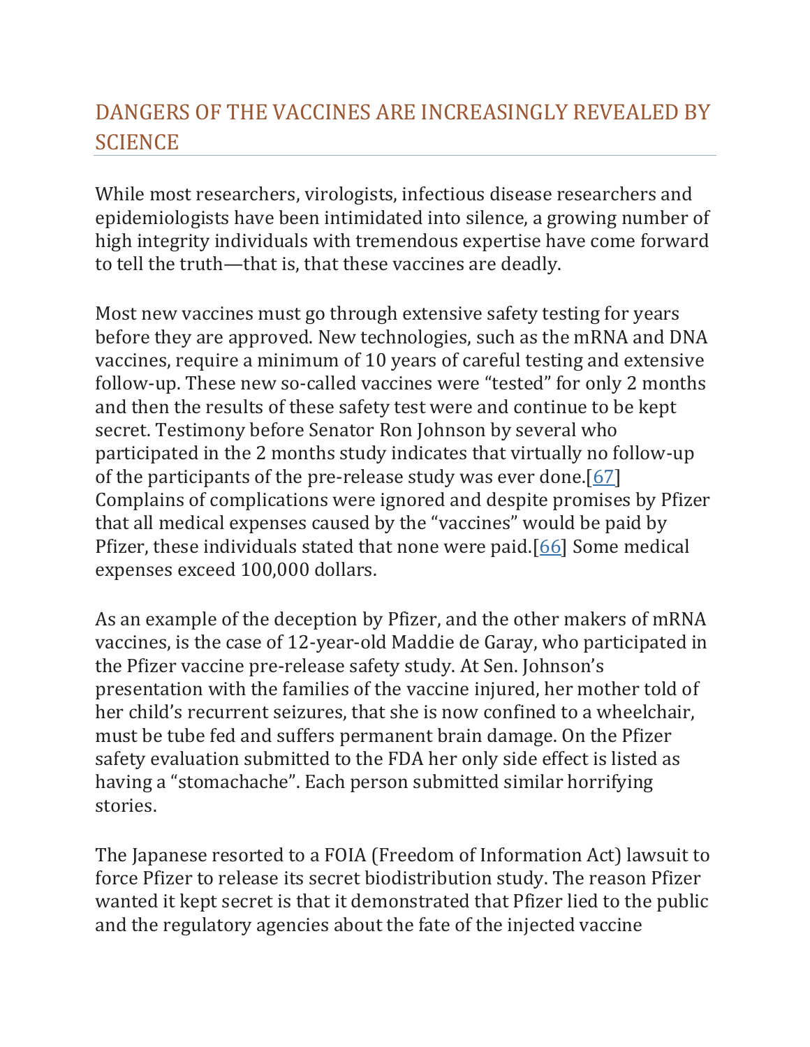## DANGERS OF THE VACCINES ARE INCREASINGLY REVEALED BY SCIENCE

While most researchers, virologists, infectious disease researchers and epidemiologists have been intimidated into silence, a growing number of high integrity individuals with tremendous expertise have come forward to tell the truth—that is, that these vaccines are deadly.

Most new vaccines must go through extensive safety testing for years before they are approved. New technologies, such as the mRNA and DNA vaccines, require a minimum of 10 years of careful testing and extensive follow-up. These new so-called vaccines were "tested" for only 2 months and then the results of these safety test were and continue to be kept secret. Testimony before Senator Ron Johnson by several who participated in the 2 months study indicates that virtually no follow-up of the participants of the pre-release study was ever done.[67] Complains of complications were ignored and despite promises by Pfizer that all medical expenses caused by the "vaccines" would be paid by Pfizer, these individuals stated that none were paid.[66] Some medical expenses exceed 100,000 dollars.

As an example of the deception by Pfizer, and the other makers of mRNA vaccines, is the case of 12-year-old Maddie de Garay, who participated in the Pfizer vaccine pre-release safety study. At Sen. Johnson's presentation with the families of the vaccine injured, her mother told of her child's recurrent seizures, that she is now confined to a wheelchair, must be tube fed and suffers permanent brain damage. On the Pfizer safety evaluation submitted to the FDA her only side effect is listed as having a "stomachache". Each person submitted similar horrifying stories.

The Japanese resorted to a FOIA (Freedom of Information Act) lawsuit to force Pfizer to release its secret biodistribution study. The reason Pfizer wanted it kept secret is that it demonstrated that Pfizer lied to the public and the regulatory agencies about the fate of the injected vaccine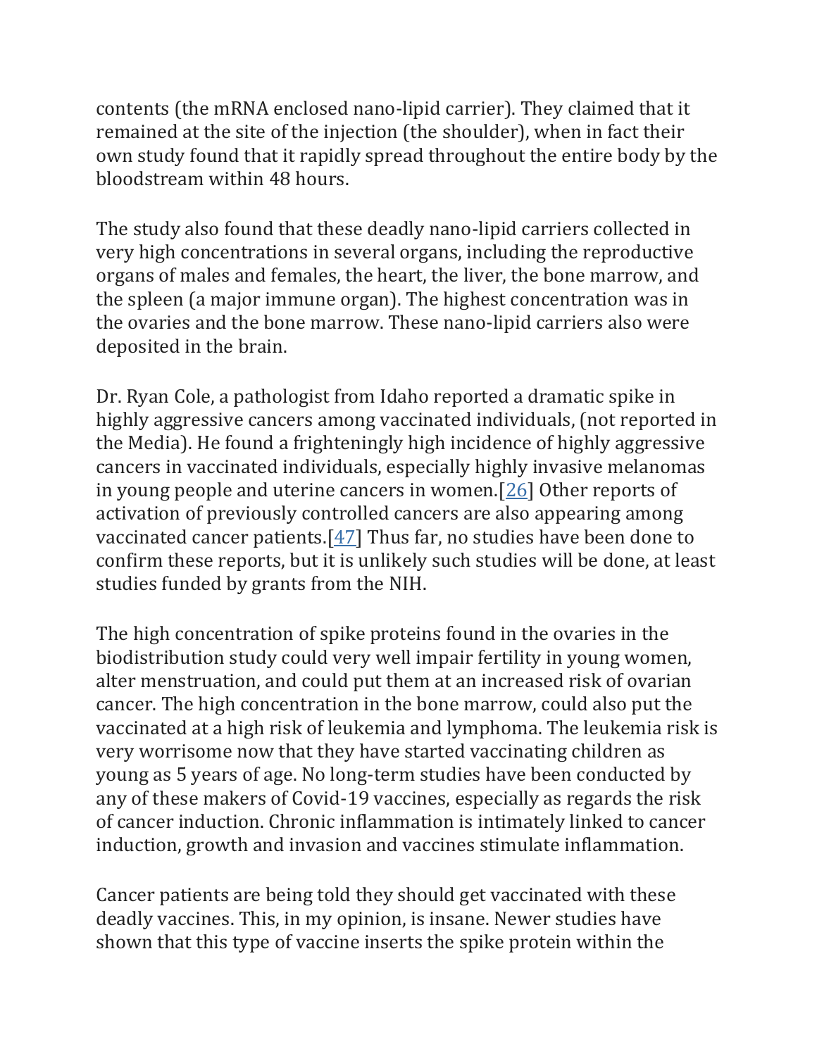contents (the mRNA enclosed nano-lipid carrier). They claimed that it remained at the site of the injection (the shoulder), when in fact their own study found that it rapidly spread throughout the entire body by the bloodstream within 48 hours.

The study also found that these deadly nano-lipid carriers collected in very high concentrations in several organs, including the reproductive organs of males and females, the heart, the liver, the bone marrow, and the spleen (a major immune organ). The highest concentration was in the ovaries and the bone marrow. These nano-lipid carriers also were deposited in the brain.

Dr. Ryan Cole, a pathologist from Idaho reported a dramatic spike in highly aggressive cancers among vaccinated individuals, (not reported in the Media). He found a frighteningly high incidence of highly aggressive cancers in vaccinated individuals, especially highly invasive melanomas in young people and uterine cancers in women.[26] Other reports of activation of previously controlled cancers are also appearing among vaccinated cancer patients.[47] Thus far, no studies have been done to confirm these reports, but it is unlikely such studies will be done, at least studies funded by grants from the NIH.

The high concentration of spike proteins found in the ovaries in the biodistribution study could very well impair fertility in young women, alter menstruation, and could put them at an increased risk of ovarian cancer. The high concentration in the bone marrow, could also put the vaccinated at a high risk of leukemia and lymphoma. The leukemia risk is very worrisome now that they have started vaccinating children as young as 5 years of age. No long-term studies have been conducted by any of these makers of Covid-19 vaccines, especially as regards the risk of cancer induction. Chronic inflammation is intimately linked to cancer induction, growth and invasion and vaccines stimulate inflammation.

Cancer patients are being told they should get vaccinated with these deadly vaccines. This, in my opinion, is insane. Newer studies have shown that this type of vaccine inserts the spike protein within the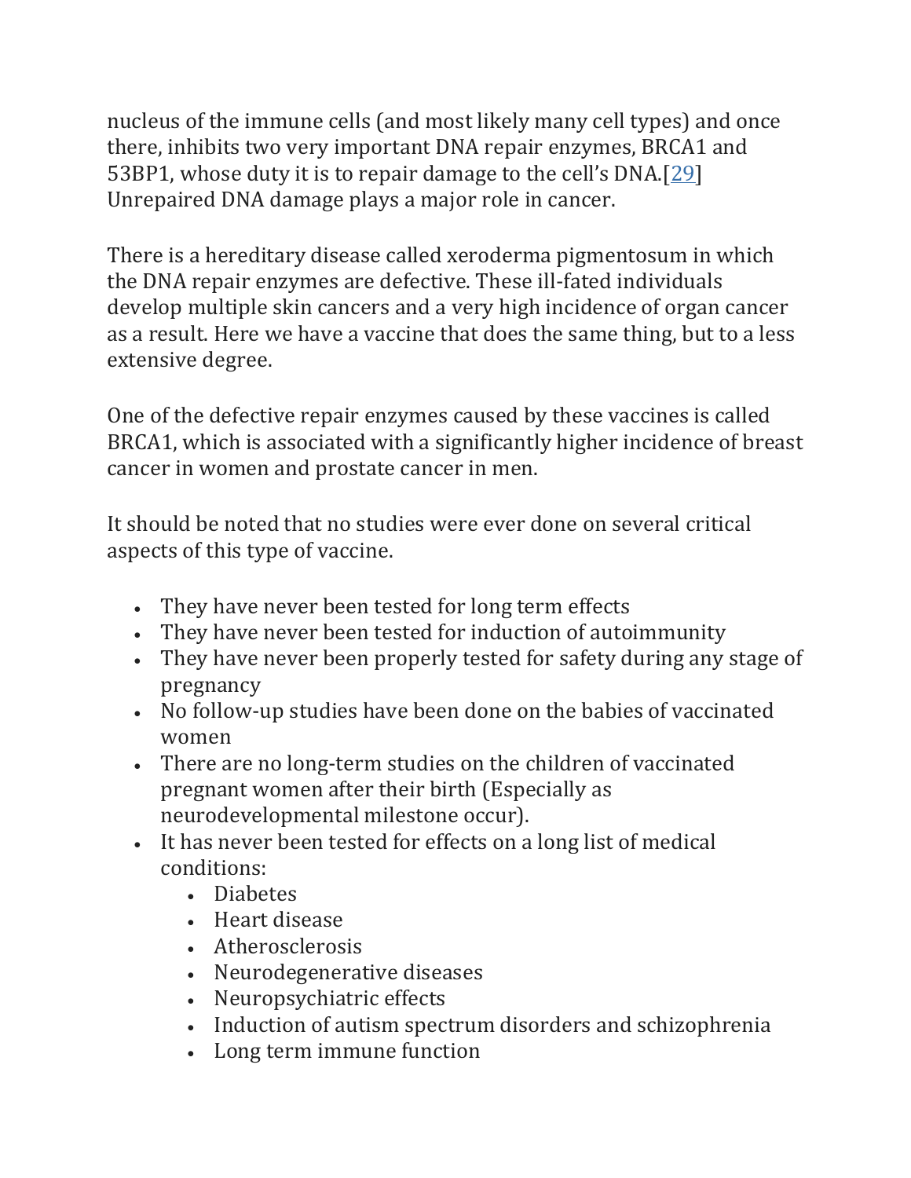nucleus of the immune cells (and most likely many cell types) and once there, inhibits two very important DNA repair enzymes, BRCA1 and 53BP1, whose duty it is to repair damage to the cell's DNA.[29] Unrepaired DNA damage plays a major role in cancer.

There is a hereditary disease called xeroderma pigmentosum in which the DNA repair enzymes are defective. These ill-fated individuals develop multiple skin cancers and a very high incidence of organ cancer as a result. Here we have a vaccine that does the same thing, but to a less extensive degree.

One of the defective repair enzymes caused by these vaccines is called BRCA1, which is associated with a significantly higher incidence of breast cancer in women and prostate cancer in men.

It should be noted that no studies were ever done on several critical aspects of this type of vaccine.

- They have never been tested for long term effects
- They have never been tested for induction of autoimmunity
- They have never been properly tested for safety during any stage of pregnancy
- No follow-up studies have been done on the babies of vaccinated women
- There are no long-term studies on the children of vaccinated pregnant women after their birth (Especially as neurodevelopmental milestone occur).
- It has never been tested for effects on a long list of medical conditions:
    - Diabetes
    - Heart disease
    - Atherosclerosis
    - Neurodegenerative diseases
    - Neuropsychiatric effects
    - Induction of autism spectrum disorders and schizophrenia
    - Long term immune function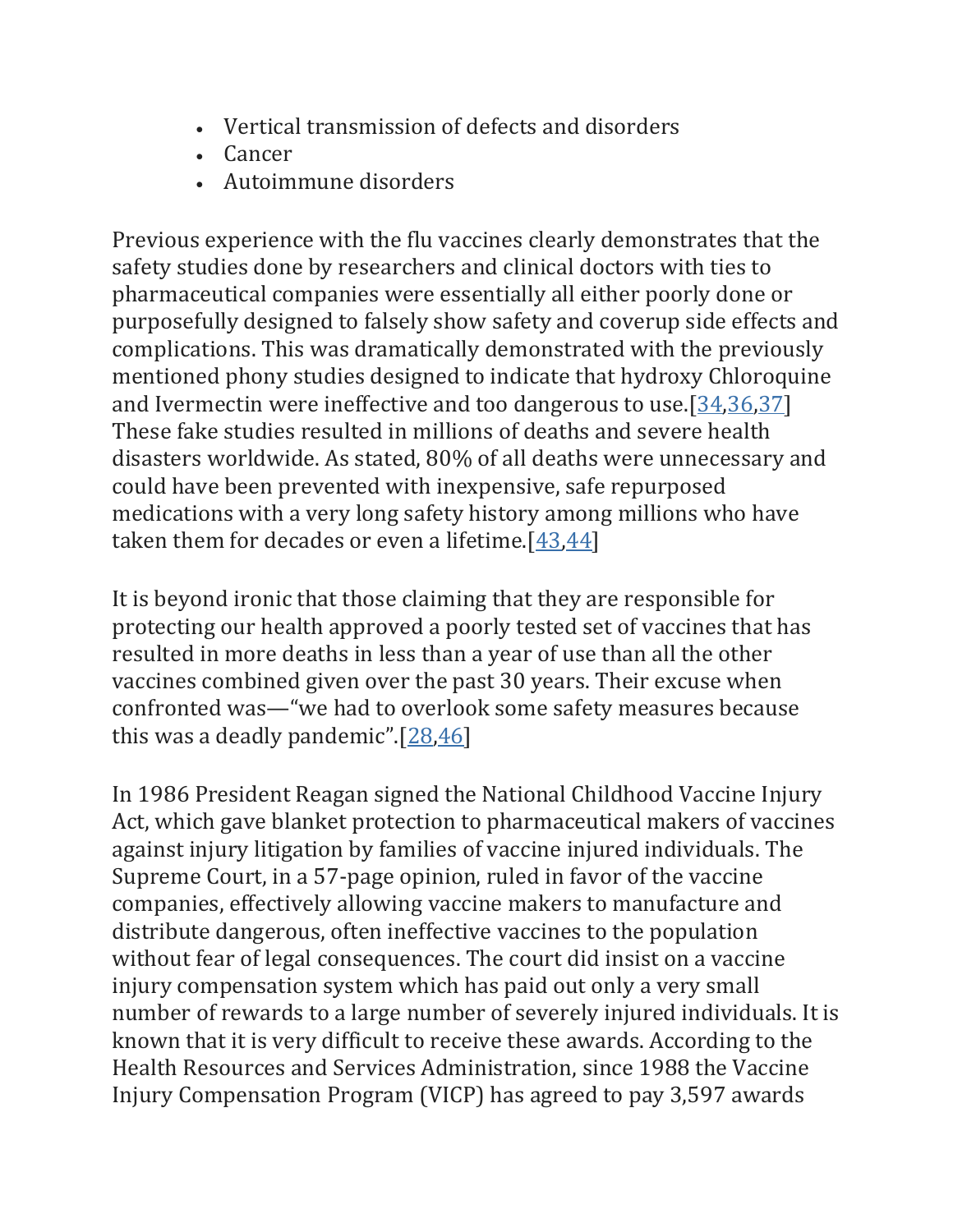- Vertical transmission of defects and disorders
- Cancer
- Autoimmune disorders

Previous experience with the flu vaccines clearly demonstrates that the safety studies done by researchers and clinical doctors with ties to pharmaceutical companies were essentially all either poorly done or purposefully designed to falsely show safety and coverup side effects and complications. This was dramatically demonstrated with the previously mentioned phony studies designed to indicate that hydroxy Chloroquine and Ivermectin were ineffective and too dangerous to use.[34,36,37] These fake studies resulted in millions of deaths and severe health disasters worldwide. As stated, 80% of all deaths were unnecessary and could have been prevented with inexpensive, safe repurposed medications with a very long safety history among millions who have taken them for decades or even a lifetime.[43,44]

It is beyond ironic that those claiming that they are responsible for protecting our health approved a poorly tested set of vaccines that has resulted in more deaths in less than a year of use than all the other vaccines combined given over the past 30 years. Their excuse when confronted was—"we had to overlook some safety measures because this was a deadly pandemic".[28,46]

In 1986 President Reagan signed the National Childhood Vaccine Injury Act, which gave blanket protection to pharmaceutical makers of vaccines against injury litigation by families of vaccine injured individuals. The Supreme Court, in a 57-page opinion, ruled in favor of the vaccine companies, effectively allowing vaccine makers to manufacture and distribute dangerous, often ineffective vaccines to the population without fear of legal consequences. The court did insist on a vaccine injury compensation system which has paid out only a very small number of rewards to a large number of severely injured individuals. It is known that it is very difficult to receive these awards. According to the Health Resources and Services Administration, since 1988 the Vaccine Injury Compensation Program (VICP) has agreed to pay 3,597 awards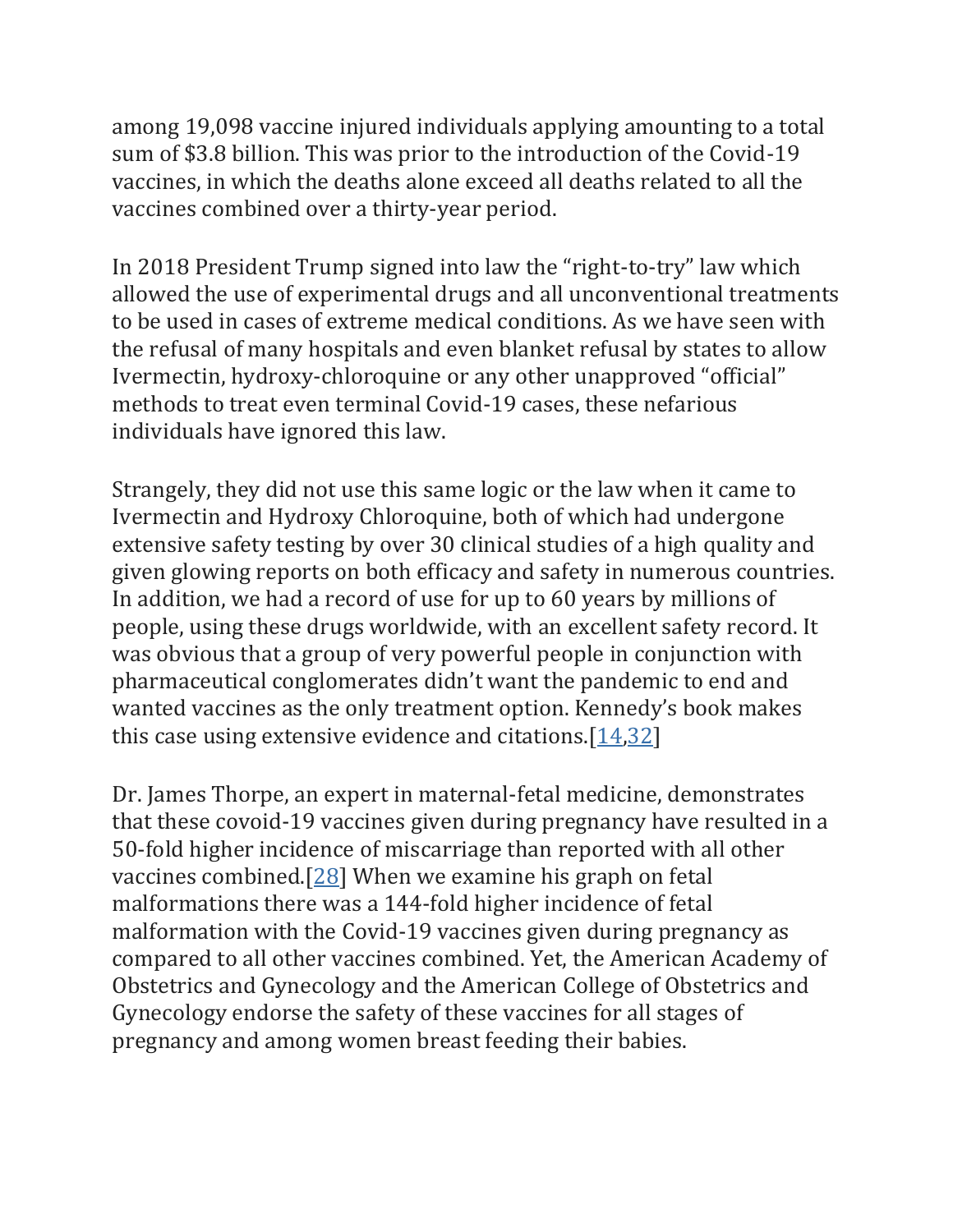among 19,098 vaccine injured individuals applying amounting to a total sum of $3.8 billion. This was prior to the introduction of the Covid-19 vaccines, in which the deaths alone exceed all deaths related to all the vaccines combined over a thirty-year period.

In 2018 President Trump signed into law the "right-to-try" law which allowed the use of experimental drugs and all unconventional treatments to be used in cases of extreme medical conditions. As we have seen with the refusal of many hospitals and even blanket refusal by states to allow Ivermectin, hydroxy-chloroquine or any other unapproved "official" methods to treat even terminal Covid-19 cases, these nefarious individuals have ignored this law.

Strangely, they did not use this same logic or the law when it came to Ivermectin and Hydroxy Chloroquine, both of which had undergone extensive safety testing by over 30 clinical studies of a high quality and given glowing reports on both efficacy and safety in numerous countries. In addition, we had a record of use for up to 60 years by millions of people, using these drugs worldwide, with an excellent safety record. It was obvious that a group of very powerful people in conjunction with pharmaceutical conglomerates didn't want the pandemic to end and wanted vaccines as the only treatment option. Kennedy's book makes this case using extensive evidence and citations.[14,32]

Dr. James Thorpe, an expert in maternal-fetal medicine, demonstrates that these covoid-19 vaccines given during pregnancy have resulted in a 50-fold higher incidence of miscarriage than reported with all other vaccines combined.[28] When we examine his graph on fetal malformations there was a 144-fold higher incidence of fetal malformation with the Covid-19 vaccines given during pregnancy as compared to all other vaccines combined. Yet, the American Academy of Obstetrics and Gynecology and the American College of Obstetrics and Gynecology endorse the safety of these vaccines for all stages of pregnancy and among women breast feeding their babies.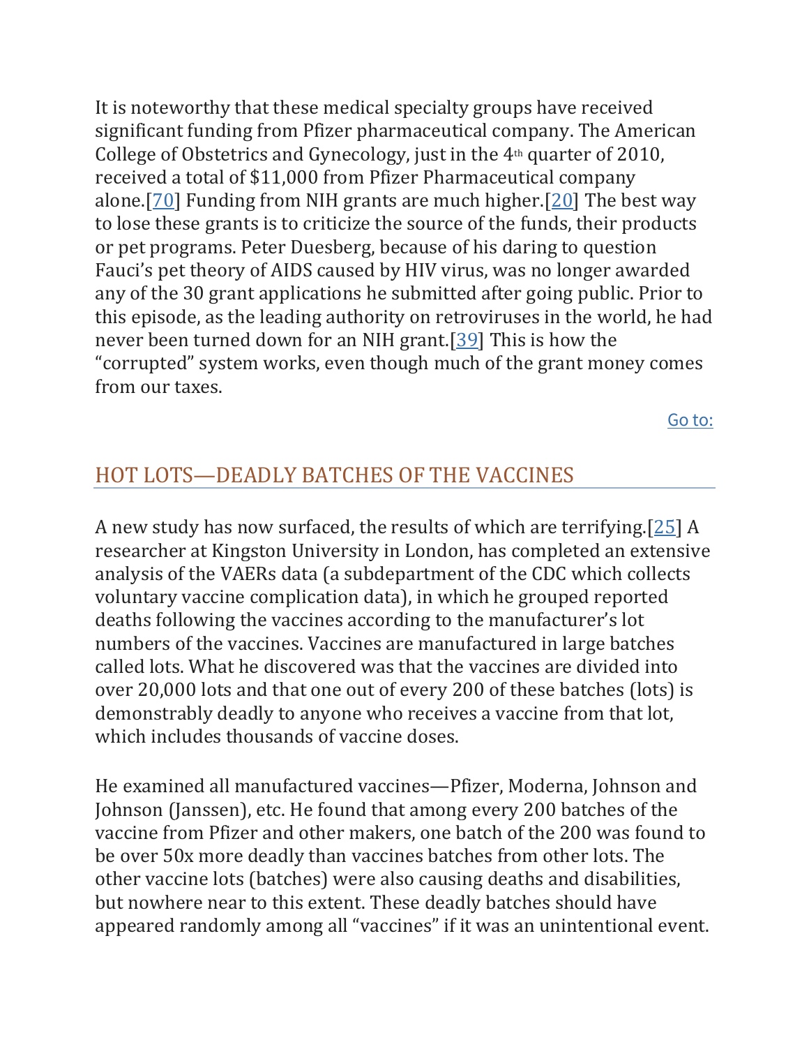It is noteworthy that these medical specialty groups have received significant funding from Pfizer pharmaceutical company. The American College of Obstetrics and Gynecology, just in the 4th quarter of 2010, received a total of $11,000 from Pfizer Pharmaceutical company alone.[70] Funding from NIH grants are much higher.[20] The best way to lose these grants is to criticize the source of the funds, their products or pet programs. Peter Duesberg, because of his daring to question Fauci's pet theory of AIDS caused by HIV virus, was no longer awarded any of the 30 grant applications he submitted after going public. Prior to this episode, as the leading authority on retroviruses in the world, he had never been turned down for an NIH grant.[39] This is how the "corrupted" system works, even though much of the grant money comes from our taxes.

Go to:

## HOT LOTS—DEADLY BATCHES OF THE VACCINES

A new study has now surfaced, the results of which are terrifying.[25] A researcher at Kingston University in London, has completed an extensive analysis of the VAERs data (a subdepartment of the CDC which collects voluntary vaccine complication data), in which he grouped reported deaths following the vaccines according to the manufacturer's lot numbers of the vaccines. Vaccines are manufactured in large batches called lots. What he discovered was that the vaccines are divided into over 20,000 lots and that one out of every 200 of these batches (lots) is demonstrably deadly to anyone who receives a vaccine from that lot, which includes thousands of vaccine doses.

He examined all manufactured vaccines—Pfizer, Moderna, Johnson and Johnson (Janssen), etc. He found that among every 200 batches of the vaccine from Pfizer and other makers, one batch of the 200 was found to be over 50x more deadly than vaccines batches from other lots. The other vaccine lots (batches) were also causing deaths and disabilities, but nowhere near to this extent. These deadly batches should have appeared randomly among all "vaccines" if it was an unintentional event.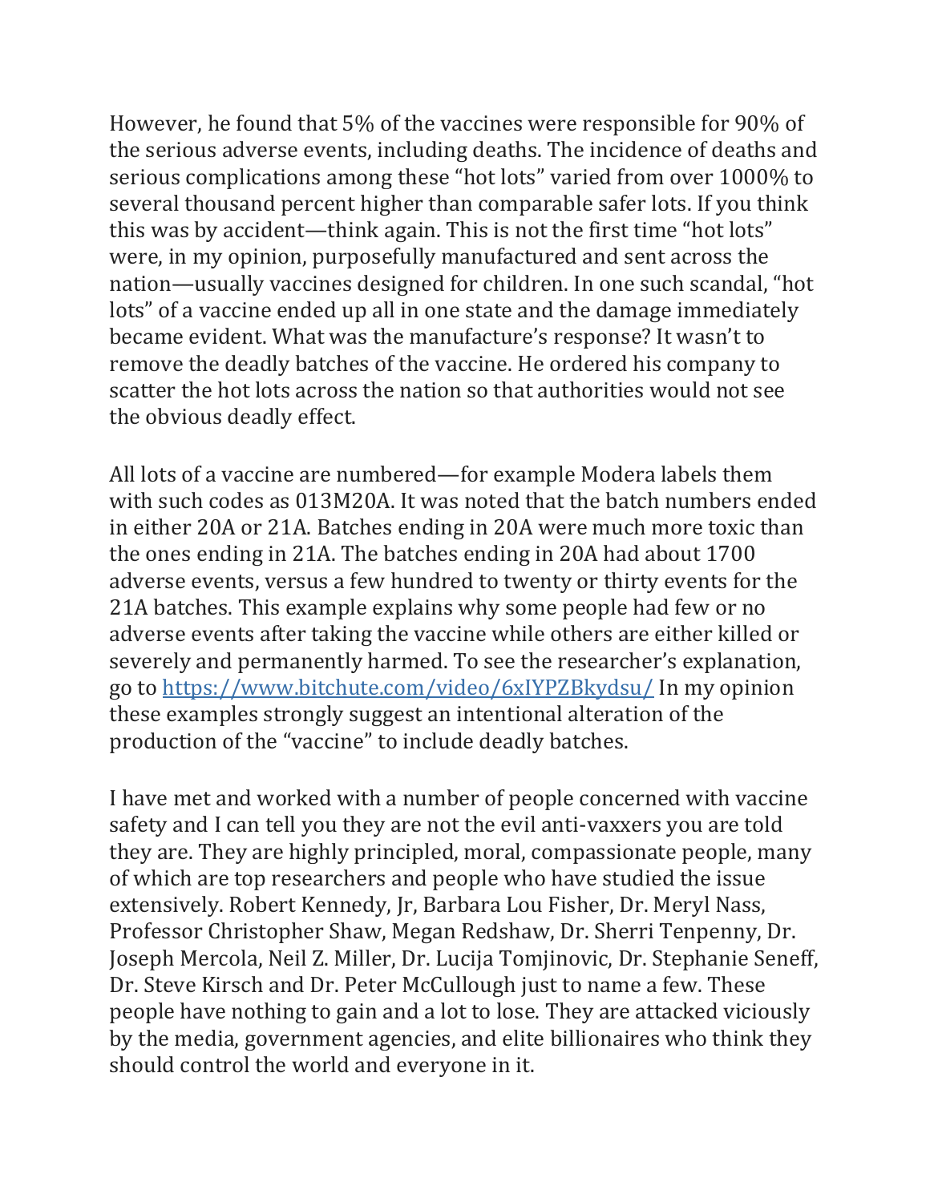However, he found that 5% of the vaccines were responsible for 90% of the serious adverse events, including deaths. The incidence of deaths and serious complications among these "hot lots" varied from over 1000% to several thousand percent higher than comparable safer lots. If you think this was by accident—think again. This is not the first time "hot lots" were, in my opinion, purposefully manufactured and sent across the nation—usually vaccines designed for children. In one such scandal, "hot lots" of a vaccine ended up all in one state and the damage immediately became evident. What was the manufacture's response? It wasn't to remove the deadly batches of the vaccine. He ordered his company to scatter the hot lots across the nation so that authorities would not see the obvious deadly effect.

All lots of a vaccine are numbered—for example Modera labels them with such codes as 013M20A. It was noted that the batch numbers ended in either 20A or 21A. Batches ending in 20A were much more toxic than the ones ending in 21A. The batches ending in 20A had about 1700 adverse events, versus a few hundred to twenty or thirty events for the 21A batches. This example explains why some people had few or no adverse events after taking the vaccine while others are either killed or severely and permanently harmed. To see the researcher's explanation, go to [https://www.bitchute.com/video/6xIYPZBkydsu/](https://www.bitchute.com/video/6xIYPZBkydsu/) In my opinion these examples strongly suggest an intentional alteration of the production of the "vaccine" to include deadly batches.

I have met and worked with a number of people concerned with vaccine safety and I can tell you they are not the evil anti-vaxxers you are told they are. They are highly principled, moral, compassionate people, many of which are top researchers and people who have studied the issue extensively. Robert Kennedy, Jr, Barbara Lou Fisher, Dr. Meryl Nass, Professor Christopher Shaw, Megan Redshaw, Dr. Sherri Tenpenny, Dr. Joseph Mercola, Neil Z. Miller, Dr. Lucija Tomjinovic, Dr. Stephanie Seneff, Dr. Steve Kirsch and Dr. Peter McCullough just to name a few. These people have nothing to gain and a lot to lose. They are attacked viciously by the media, government agencies, and elite billionaires who think they should control the world and everyone in it.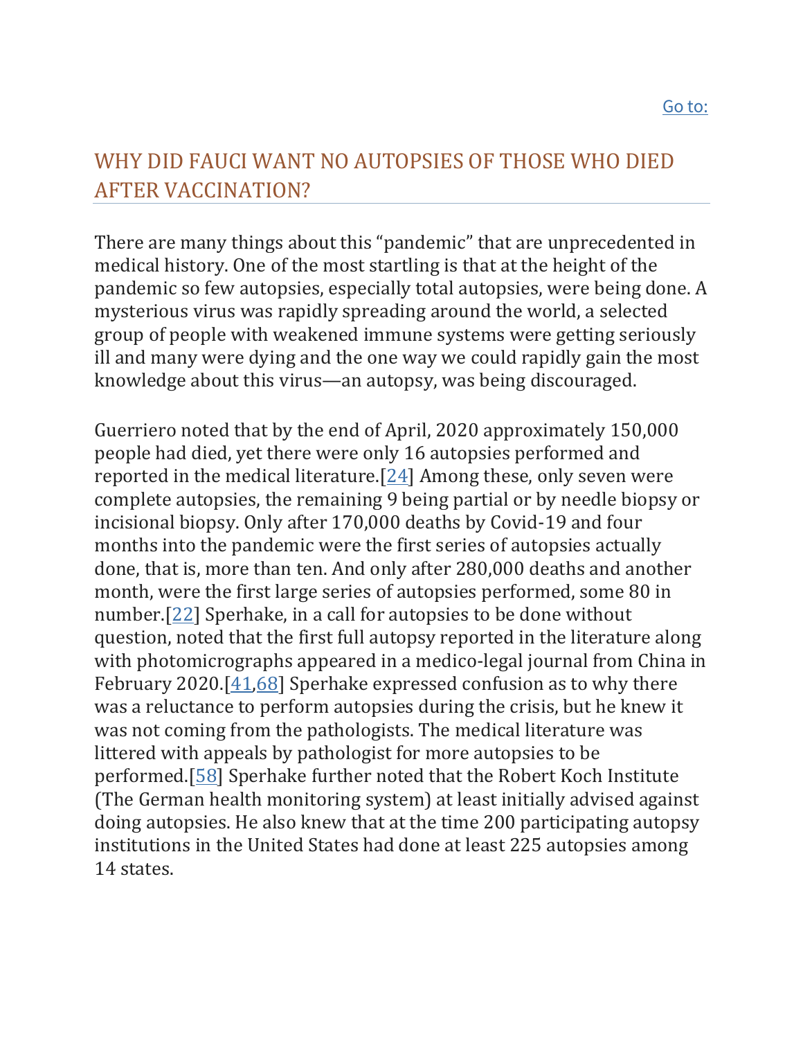[Go to:]

## WHY DID FAUCI WANT NO AUTOPSIES OF THOSE WHO DIED AFTER VACCINATION?

There are many things about this "pandemic" that are unprecedented in medical history. One of the most startling is that at the height of the pandemic so few autopsies, especially total autopsies, were being done. A mysterious virus was rapidly spreading around the world, a selected group of people with weakened immune systems were getting seriously ill and many were dying and the one way we could rapidly gain the most knowledge about this virus—an autopsy, was being discouraged.

Guerriero noted that by the end of April, 2020 approximately 150,000 people had died, yet there were only 16 autopsies performed and reported in the medical literature.[24] Among these, only seven were complete autopsies, the remaining 9 being partial or by needle biopsy or incisional biopsy. Only after 170,000 deaths by Covid-19 and four months into the pandemic were the first series of autopsies actually done, that is, more than ten. And only after 280,000 deaths and another month, were the first large series of autopsies performed, some 80 in number.[22] Sperhake, in a call for autopsies to be done without question, noted that the first full autopsy reported in the literature along with photomicrographs appeared in a medico-legal journal from China in February 2020.[41,68] Sperhake expressed confusion as to why there was a reluctance to perform autopsies during the crisis, but he knew it was not coming from the pathologists. The medical literature was littered with appeals by pathologist for more autopsies to be performed.[58] Sperhake further noted that the Robert Koch Institute (The German health monitoring system) at least initially advised against doing autopsies. He also knew that at the time 200 participating autopsy institutions in the United States had done at least 225 autopsies among 14 states.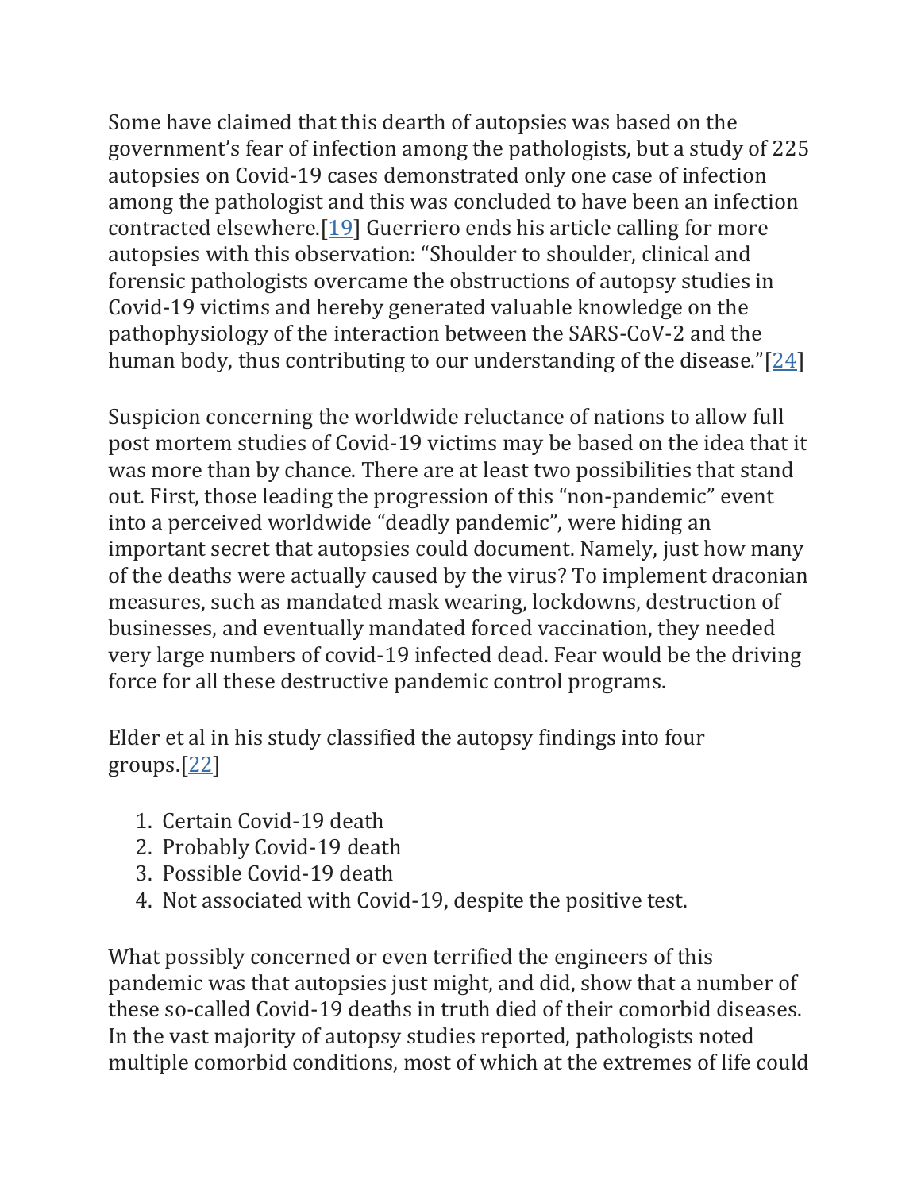Some have claimed that this dearth of autopsies was based on the government's fear of infection among the pathologists, but a study of 225 autopsies on Covid-19 cases demonstrated only one case of infection among the pathologist and this was concluded to have been an infection contracted elsewhere.[19] Guerriero ends his article calling for more autopsies with this observation: "Shoulder to shoulder, clinical and forensic pathologists overcame the obstructions of autopsy studies in Covid-19 victims and hereby generated valuable knowledge on the pathophysiology of the interaction between the SARS-CoV-2 and the human body, thus contributing to our understanding of the disease."[24]

Suspicion concerning the worldwide reluctance of nations to allow full post mortem studies of Covid-19 victims may be based on the idea that it was more than by chance. There are at least two possibilities that stand out. First, those leading the progression of this "non-pandemic" event into a perceived worldwide "deadly pandemic", were hiding an important secret that autopsies could document. Namely, just how many of the deaths were actually caused by the virus? To implement draconian measures, such as mandated mask wearing, lockdowns, destruction of businesses, and eventually mandated forced vaccination, they needed very large numbers of covid-19 infected dead. Fear would be the driving force for all these destructive pandemic control programs.

Elder et al in his study classified the autopsy findings into four groups.[22]

1. Certain Covid-19 death
2. Probably Covid-19 death
3. Possible Covid-19 death
4. Not associated with Covid-19, despite the positive test.

What possibly concerned or even terrified the engineers of this pandemic was that autopsies just might, and did, show that a number of these so-called Covid-19 deaths in truth died of their comorbid diseases. In the vast majority of autopsy studies reported, pathologists noted multiple comorbid conditions, most of which at the extremes of life could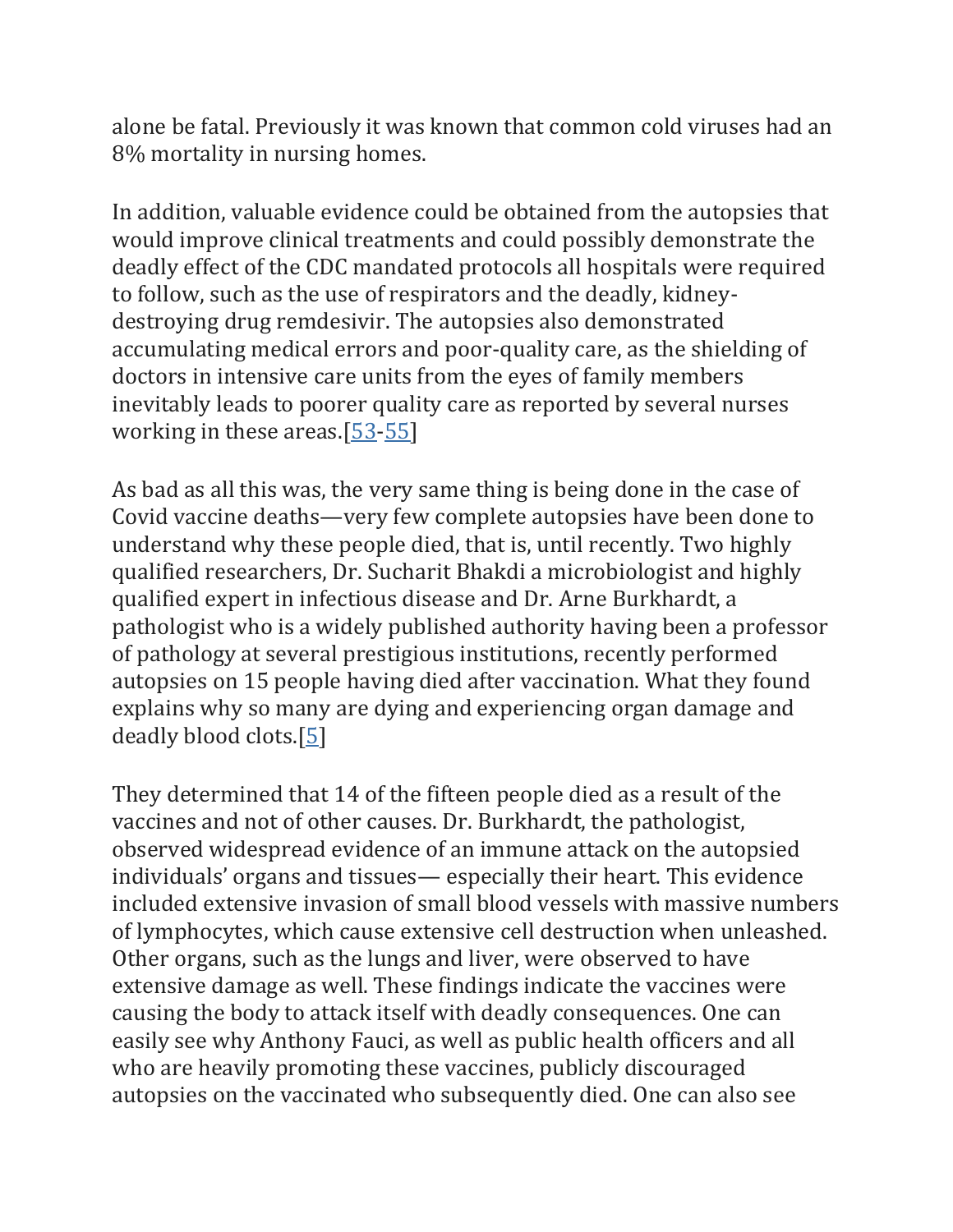alone be fatal. Previously it was known that common cold viruses had an 8% mortality in nursing homes.

In addition, valuable evidence could be obtained from the autopsies that would improve clinical treatments and could possibly demonstrate the deadly effect of the CDC mandated protocols all hospitals were required to follow, such as the use of respirators and the deadly, kidney-destroying drug remdesivir. The autopsies also demonstrated accumulating medical errors and poor-quality care, as the shielding of doctors in intensive care units from the eyes of family members inevitably leads to poorer quality care as reported by several nurses working in these areas.[53-55]

As bad as all this was, the very same thing is being done in the case of Covid vaccine deaths—very few complete autopsies have been done to understand why these people died, that is, until recently. Two highly qualified researchers, Dr. Sucharit Bhakdi a microbiologist and highly qualified expert in infectious disease and Dr. Arne Burkhardt, a pathologist who is a widely published authority having been a professor of pathology at several prestigious institutions, recently performed autopsies on 15 people having died after vaccination. What they found explains why so many are dying and experiencing organ damage and deadly blood clots.[5]

They determined that 14 of the fifteen people died as a result of the vaccines and not of other causes. Dr. Burkhardt, the pathologist, observed widespread evidence of an immune attack on the autopsied individuals' organs and tissues— especially their heart. This evidence included extensive invasion of small blood vessels with massive numbers of lymphocytes, which cause extensive cell destruction when unleashed. Other organs, such as the lungs and liver, were observed to have extensive damage as well. These findings indicate the vaccines were causing the body to attack itself with deadly consequences. One can easily see why Anthony Fauci, as well as public health officers and all who are heavily promoting these vaccines, publicly discouraged autopsies on the vaccinated who subsequently died. One can also see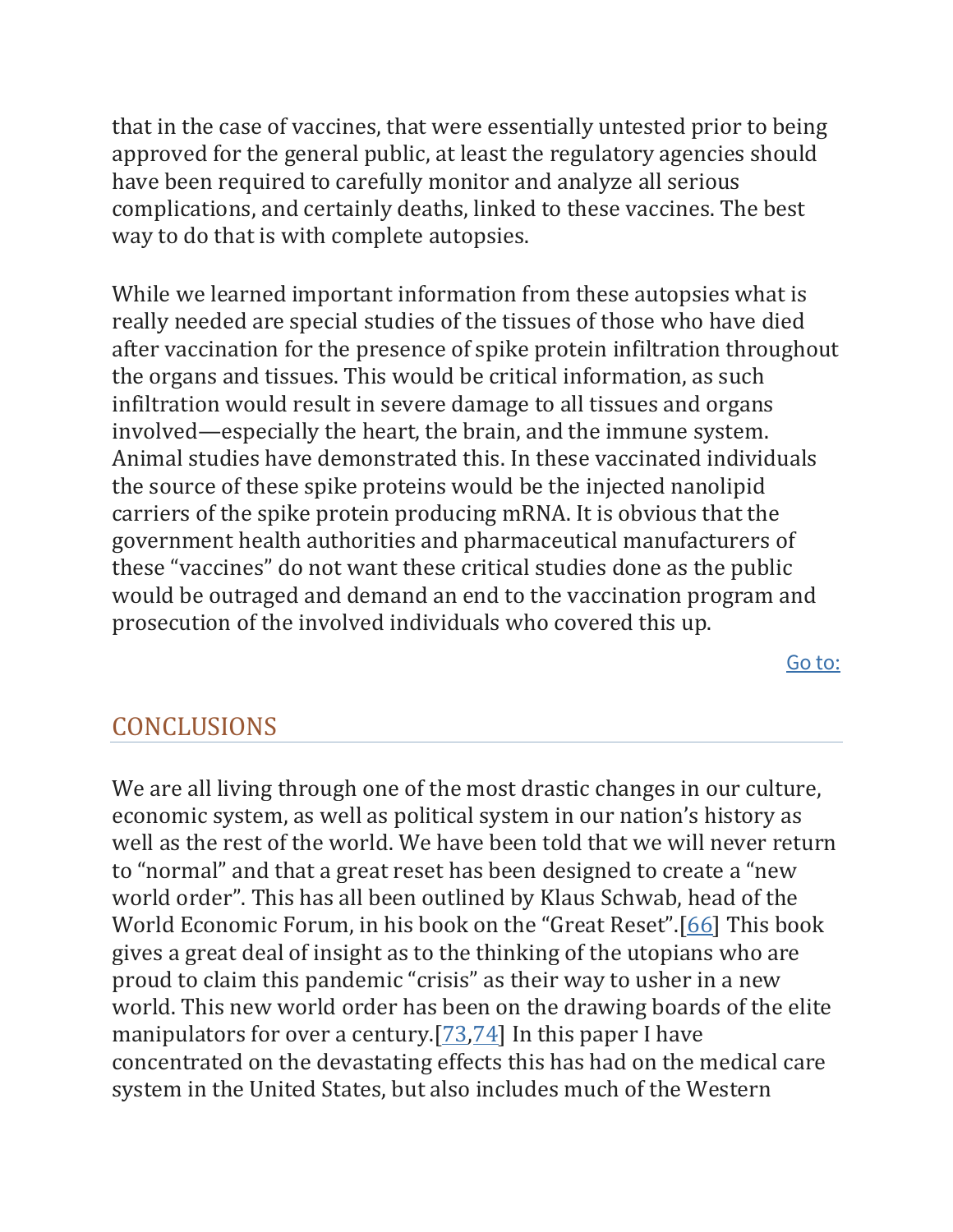that in the case of vaccines, that were essentially untested prior to being approved for the general public, at least the regulatory agencies should have been required to carefully monitor and analyze all serious complications, and certainly deaths, linked to these vaccines. The best way to do that is with complete autopsies.

While we learned important information from these autopsies what is really needed are special studies of the tissues of those who have died after vaccination for the presence of spike protein infiltration throughout the organs and tissues. This would be critical information, as such infiltration would result in severe damage to all tissues and organs involved—especially the heart, the brain, and the immune system. Animal studies have demonstrated this. In these vaccinated individuals the source of these spike proteins would be the injected nanolipid carriers of the spike protein producing mRNA. It is obvious that the government health authorities and pharmaceutical manufacturers of these "vaccines" do not want these critical studies done as the public would be outraged and demand an end to the vaccination program and prosecution of the involved individuals who covered this up.

Go to:

## CONCLUSIONS

We are all living through one of the most drastic changes in our culture, economic system, as well as political system in our nation's history as well as the rest of the world. We have been told that we will never return to "normal" and that a great reset has been designed to create a "new world order". This has all been outlined by Klaus Schwab, head of the World Economic Forum, in his book on the "Great Reset".[66] This book gives a great deal of insight as to the thinking of the utopians who are proud to claim this pandemic "crisis" as their way to usher in a new world. This new world order has been on the drawing boards of the elite manipulators for over a century.[73,74] In this paper I have concentrated on the devastating effects this has had on the medical care system in the United States, but also includes much of the Western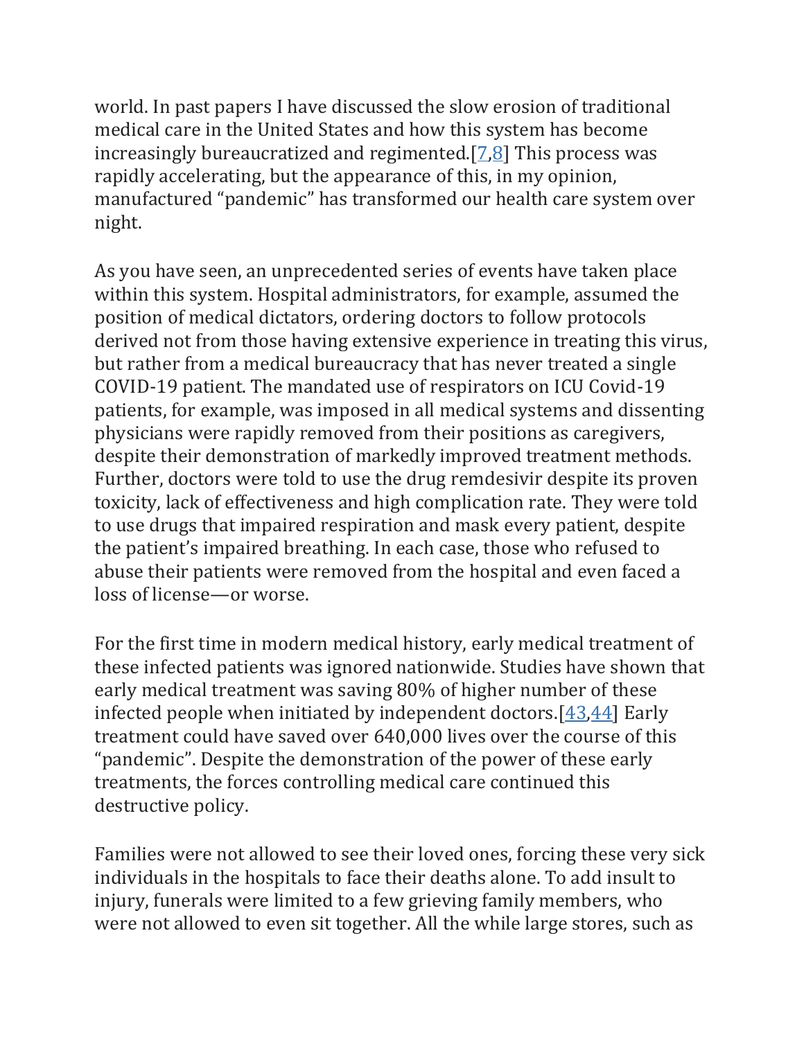world. In past papers I have discussed the slow erosion of traditional medical care in the United States and how this system has become increasingly bureaucratized and regimented.[7,8] This process was rapidly accelerating, but the appearance of this, in my opinion, manufactured "pandemic" has transformed our health care system over night.

As you have seen, an unprecedented series of events have taken place within this system. Hospital administrators, for example, assumed the position of medical dictators, ordering doctors to follow protocols derived not from those having extensive experience in treating this virus, but rather from a medical bureaucracy that has never treated a single COVID-19 patient. The mandated use of respirators on ICU Covid-19 patients, for example, was imposed in all medical systems and dissenting physicians were rapidly removed from their positions as caregivers, despite their demonstration of markedly improved treatment methods. Further, doctors were told to use the drug remdesivir despite its proven toxicity, lack of effectiveness and high complication rate. They were told to use drugs that impaired respiration and mask every patient, despite the patient's impaired breathing. In each case, those who refused to abuse their patients were removed from the hospital and even faced a loss of license—or worse.

For the first time in modern medical history, early medical treatment of these infected patients was ignored nationwide. Studies have shown that early medical treatment was saving 80% of higher number of these infected people when initiated by independent doctors.[43,44] Early treatment could have saved over 640,000 lives over the course of this "pandemic". Despite the demonstration of the power of these early treatments, the forces controlling medical care continued this destructive policy.

Families were not allowed to see their loved ones, forcing these very sick individuals in the hospitals to face their deaths alone. To add insult to injury, funerals were limited to a few grieving family members, who were not allowed to even sit together. All the while large stores, such as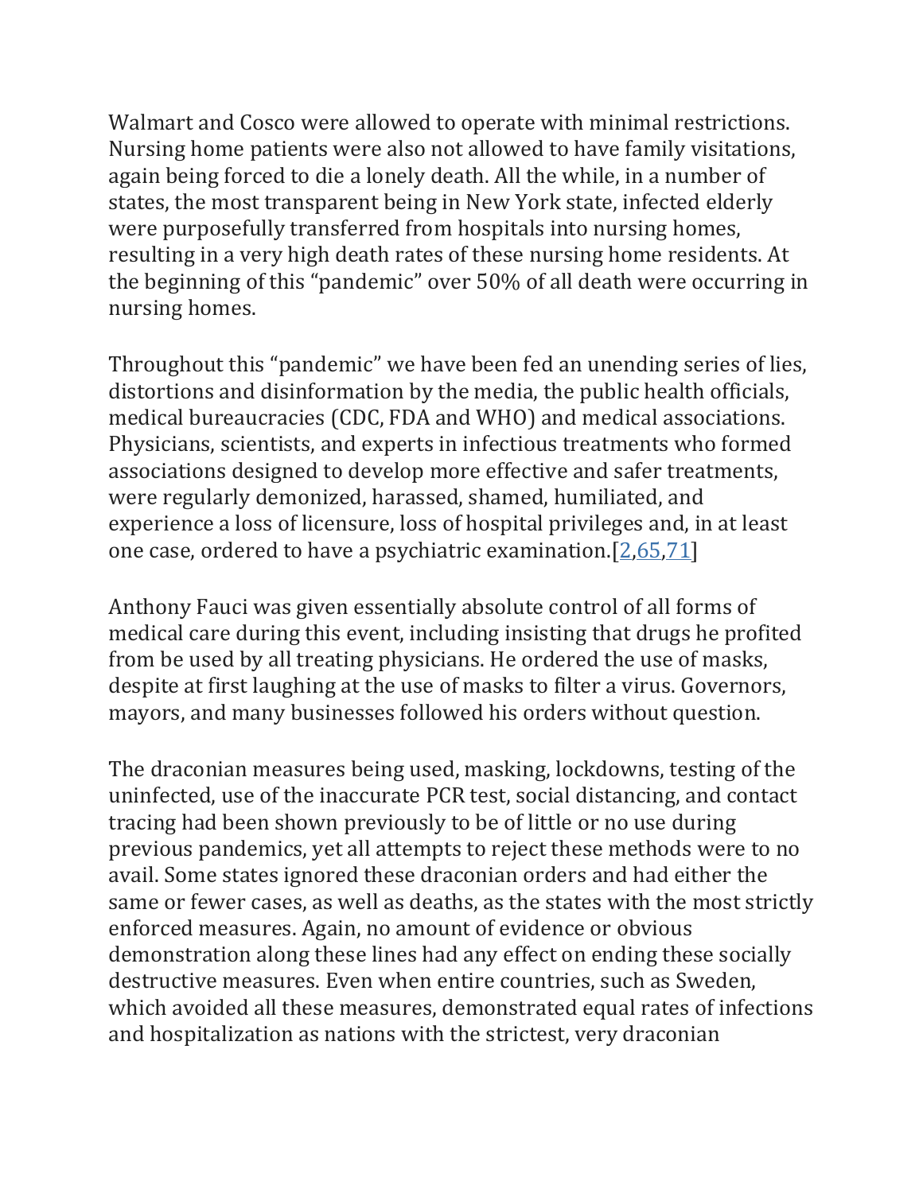Walmart and Cosco were allowed to operate with minimal restrictions. Nursing home patients were also not allowed to have family visitations, again being forced to die a lonely death. All the while, in a number of states, the most transparent being in New York state, infected elderly were purposefully transferred from hospitals into nursing homes, resulting in a very high death rates of these nursing home residents. At the beginning of this "pandemic" over 50% of all death were occurring in nursing homes.

Throughout this "pandemic" we have been fed an unending series of lies, distortions and disinformation by the media, the public health officials, medical bureaucracies (CDC, FDA and WHO) and medical associations. Physicians, scientists, and experts in infectious treatments who formed associations designed to develop more effective and safer treatments, were regularly demonized, harassed, shamed, humiliated, and experience a loss of licensure, loss of hospital privileges and, in at least one case, ordered to have a psychiatric examination.[2,65,71]

Anthony Fauci was given essentially absolute control of all forms of medical care during this event, including insisting that drugs he profited from be used by all treating physicians. He ordered the use of masks, despite at first laughing at the use of masks to filter a virus. Governors, mayors, and many businesses followed his orders without question.

The draconian measures being used, masking, lockdowns, testing of the uninfected, use of the inaccurate PCR test, social distancing, and contact tracing had been shown previously to be of little or no use during previous pandemics, yet all attempts to reject these methods were to no avail. Some states ignored these draconian orders and had either the same or fewer cases, as well as deaths, as the states with the most strictly enforced measures. Again, no amount of evidence or obvious demonstration along these lines had any effect on ending these socially destructive measures. Even when entire countries, such as Sweden, which avoided all these measures, demonstrated equal rates of infections and hospitalization as nations with the strictest, very draconian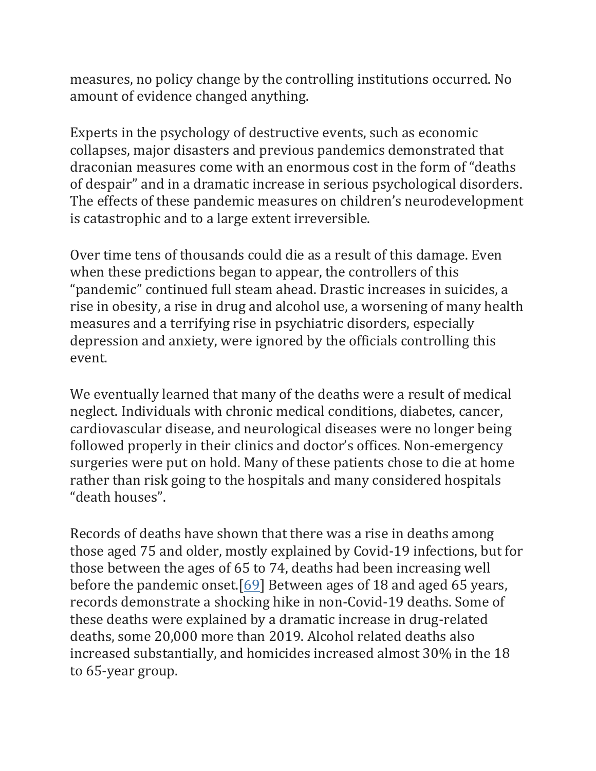measures, no policy change by the controlling institutions occurred. No amount of evidence changed anything.

Experts in the psychology of destructive events, such as economic collapses, major disasters and previous pandemics demonstrated that draconian measures come with an enormous cost in the form of "deaths of despair" and in a dramatic increase in serious psychological disorders. The effects of these pandemic measures on children's neurodevelopment is catastrophic and to a large extent irreversible.

Over time tens of thousands could die as a result of this damage. Even when these predictions began to appear, the controllers of this "pandemic" continued full steam ahead. Drastic increases in suicides, a rise in obesity, a rise in drug and alcohol use, a worsening of many health measures and a terrifying rise in psychiatric disorders, especially depression and anxiety, were ignored by the officials controlling this event.

We eventually learned that many of the deaths were a result of medical neglect. Individuals with chronic medical conditions, diabetes, cancer, cardiovascular disease, and neurological diseases were no longer being followed properly in their clinics and doctor's offices. Non-emergency surgeries were put on hold. Many of these patients chose to die at home rather than risk going to the hospitals and many considered hospitals "death houses".

Records of deaths have shown that there was a rise in deaths among those aged 75 and older, mostly explained by Covid-19 infections, but for those between the ages of 65 to 74, deaths had been increasing well before the pandemic onset.[69] Between ages of 18 and aged 65 years, records demonstrate a shocking hike in non-Covid-19 deaths. Some of these deaths were explained by a dramatic increase in drug-related deaths, some 20,000 more than 2019. Alcohol related deaths also increased substantially, and homicides increased almost 30% in the 18 to 65-year group.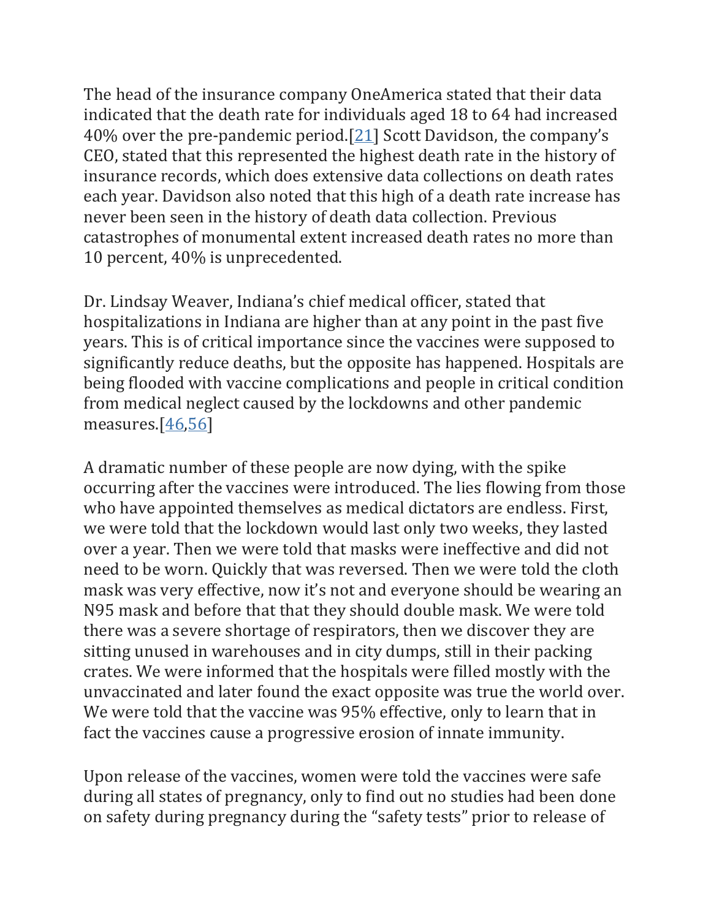The head of the insurance company OneAmerica stated that their data indicated that the death rate for individuals aged 18 to 64 had increased 40% over the pre-pandemic period.[21] Scott Davidson, the company's CEO, stated that this represented the highest death rate in the history of insurance records, which does extensive data collections on death rates each year. Davidson also noted that this high of a death rate increase has never been seen in the history of death data collection. Previous catastrophes of monumental extent increased death rates no more than 10 percent, 40% is unprecedented.

Dr. Lindsay Weaver, Indiana's chief medical officer, stated that hospitalizations in Indiana are higher than at any point in the past five years. This is of critical importance since the vaccines were supposed to significantly reduce deaths, but the opposite has happened. Hospitals are being flooded with vaccine complications and people in critical condition from medical neglect caused by the lockdowns and other pandemic measures.[46,56]

A dramatic number of these people are now dying, with the spike occurring after the vaccines were introduced. The lies flowing from those who have appointed themselves as medical dictators are endless. First, we were told that the lockdown would last only two weeks, they lasted over a year. Then we were told that masks were ineffective and did not need to be worn. Quickly that was reversed. Then we were told the cloth mask was very effective, now it's not and everyone should be wearing an N95 mask and before that that they should double mask. We were told there was a severe shortage of respirators, then we discover they are sitting unused in warehouses and in city dumps, still in their packing crates. We were informed that the hospitals were filled mostly with the unvaccinated and later found the exact opposite was true the world over. We were told that the vaccine was 95% effective, only to learn that in fact the vaccines cause a progressive erosion of innate immunity.

Upon release of the vaccines, women were told the vaccines were safe during all states of pregnancy, only to find out no studies had been done on safety during pregnancy during the "safety tests" prior to release of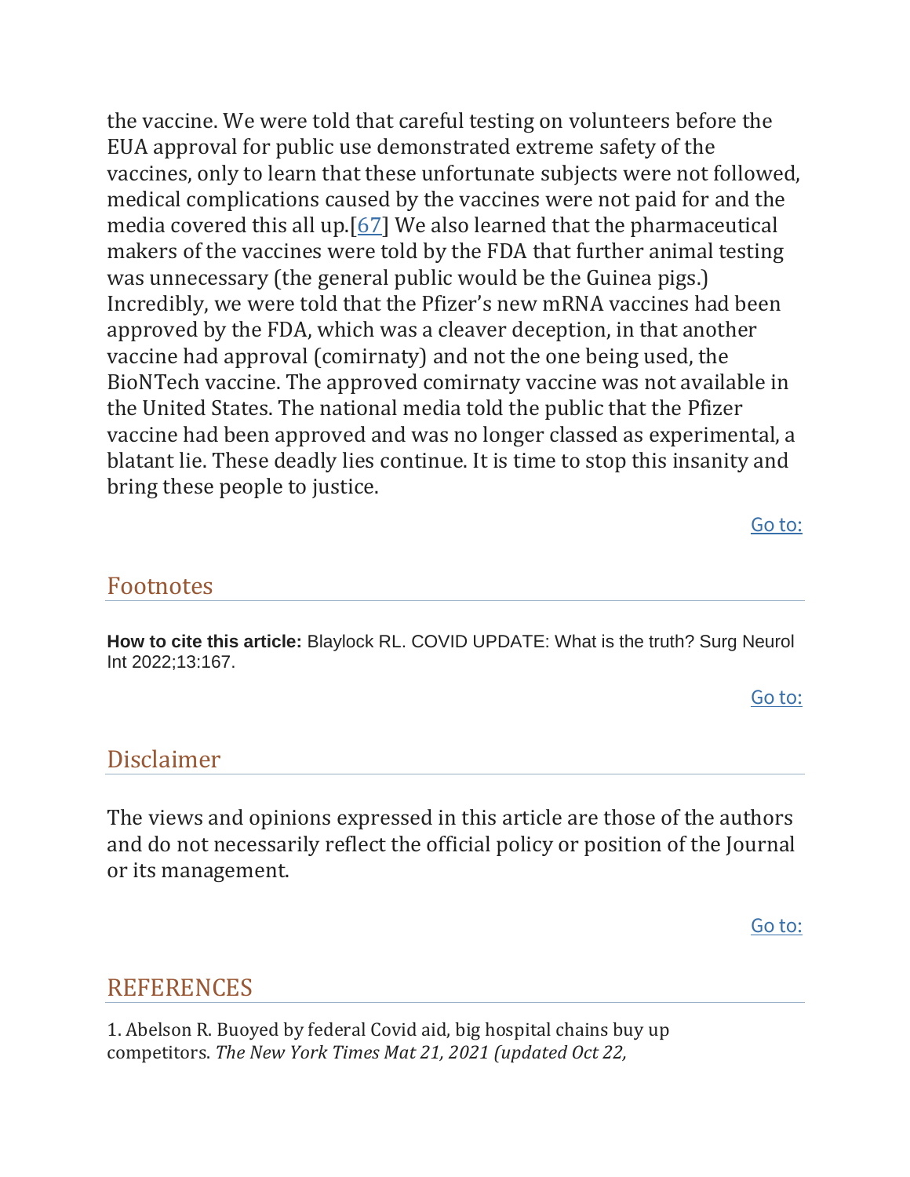the vaccine. We were told that careful testing on volunteers before the EUA approval for public use demonstrated extreme safety of the vaccines, only to learn that these unfortunate subjects were not followed, medical complications caused by the vaccines were not paid for and the media covered this all up.[67] We also learned that the pharmaceutical makers of the vaccines were told by the FDA that further animal testing was unnecessary (the general public would be the Guinea pigs.) Incredibly, we were told that the Pfizer's new mRNA vaccines had been approved by the FDA, which was a cleaver deception, in that another vaccine had approval (comirnaty) and not the one being used, the BioNTech vaccine. The approved comirnaty vaccine was not available in the United States. The national media told the public that the Pfizer vaccine had been approved and was no longer classed as experimental, a blatant lie. These deadly lies continue. It is time to stop this insanity and bring these people to justice.

Go to:

## Footnotes

**How to cite this article:** Blaylock RL. COVID UPDATE: What is the truth? Surg Neurol Int 2022;13:167.

Go to:

## Disclaimer

The views and opinions expressed in this article are those of the authors and do not necessarily reflect the official policy or position of the Journal or its management.

Go to:

## REFERENCES

1. Abelson R. Buoyed by federal Covid aid, big hospital chains buy up competitors. *The New York Times Mat 21, 2021 (updated Oct 22,*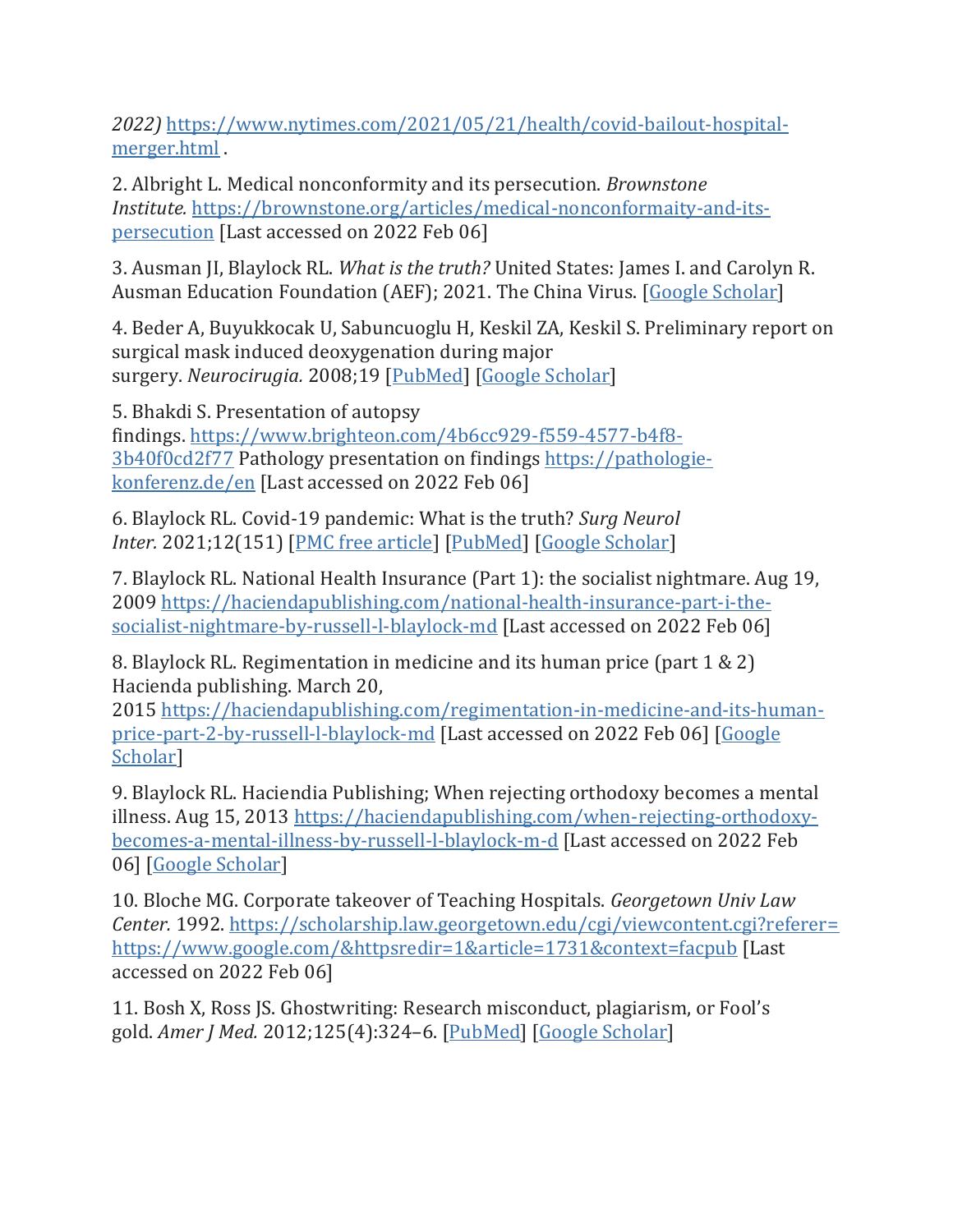*2022)* https://www.nytimes.com/2021/05/21/health/covid-bailout-hospital-merger.html .

2. Albright L. Medical nonconformity and its persecution. *Brownstone Institute.* https://brownstone.org/articles/medical-nonconformaity-and-its-persecution [Last accessed on 2022 Feb 06]

3. Ausman JI, Blaylock RL. *What is the truth?* United States: James I. and Carolyn R. Ausman Education Foundation (AEF); 2021. The China Virus. [Google Scholar]

4. Beder A, Buyukkocak U, Sabuncuoglu H, Keskil ZA, Keskil S. Preliminary report on surgical mask induced deoxygenation during major surgery. *Neurocirugia.* 2008;19 [PubMed] [Google Scholar]

5. Bhakdi S. Presentation of autopsy findings. https://www.brighteon.com/4b6cc929-f559-4577-b4f8-3b40f0cd2f77 Pathology presentation on findings https://pathologie-konferenz.de/en [Last accessed on 2022 Feb 06]

6. Blaylock RL. Covid-19 pandemic: What is the truth? *Surg Neurol Inter.* 2021;12(151) [PMC free article] [PubMed] [Google Scholar]

7. Blaylock RL. National Health Insurance (Part 1): the socialist nightmare. Aug 19, 2009 https://haciendapublishing.com/national-health-insurance-part-i-the-socialist-nightmare-by-russell-l-blaylock-md [Last accessed on 2022 Feb 06]

8. Blaylock RL. Regimentation in medicine and its human price (part 1 & 2) Hacienda publishing. March 20, 2015 https://haciendapublishing.com/regimentation-in-medicine-and-its-human-price-part-2-by-russell-l-blaylock-md [Last accessed on 2022 Feb 06] [Google Scholar]

9. Blaylock RL. Haciendia Publishing; When rejecting orthodoxy becomes a mental illness. Aug 15, 2013 https://haciendapublishing.com/when-rejecting-orthodoxy-becomes-a-mental-illness-by-russell-l-blaylock-m-d [Last accessed on 2022 Feb 06] [Google Scholar]

10. Bloche MG. Corporate takeover of Teaching Hospitals. *Georgetown Univ Law Center.* 1992. https://scholarship.law.georgetown.edu/cgi/viewcontent.cgi?referer=https://www.google.com/&httpsredir=1&article=1731&context=facpub [Last accessed on 2022 Feb 06]

11. Bosh X, Ross JS. Ghostwriting: Research misconduct, plagiarism, or Fool's gold. *Amer J Med.* 2012;125(4):324–6. [PubMed] [Google Scholar]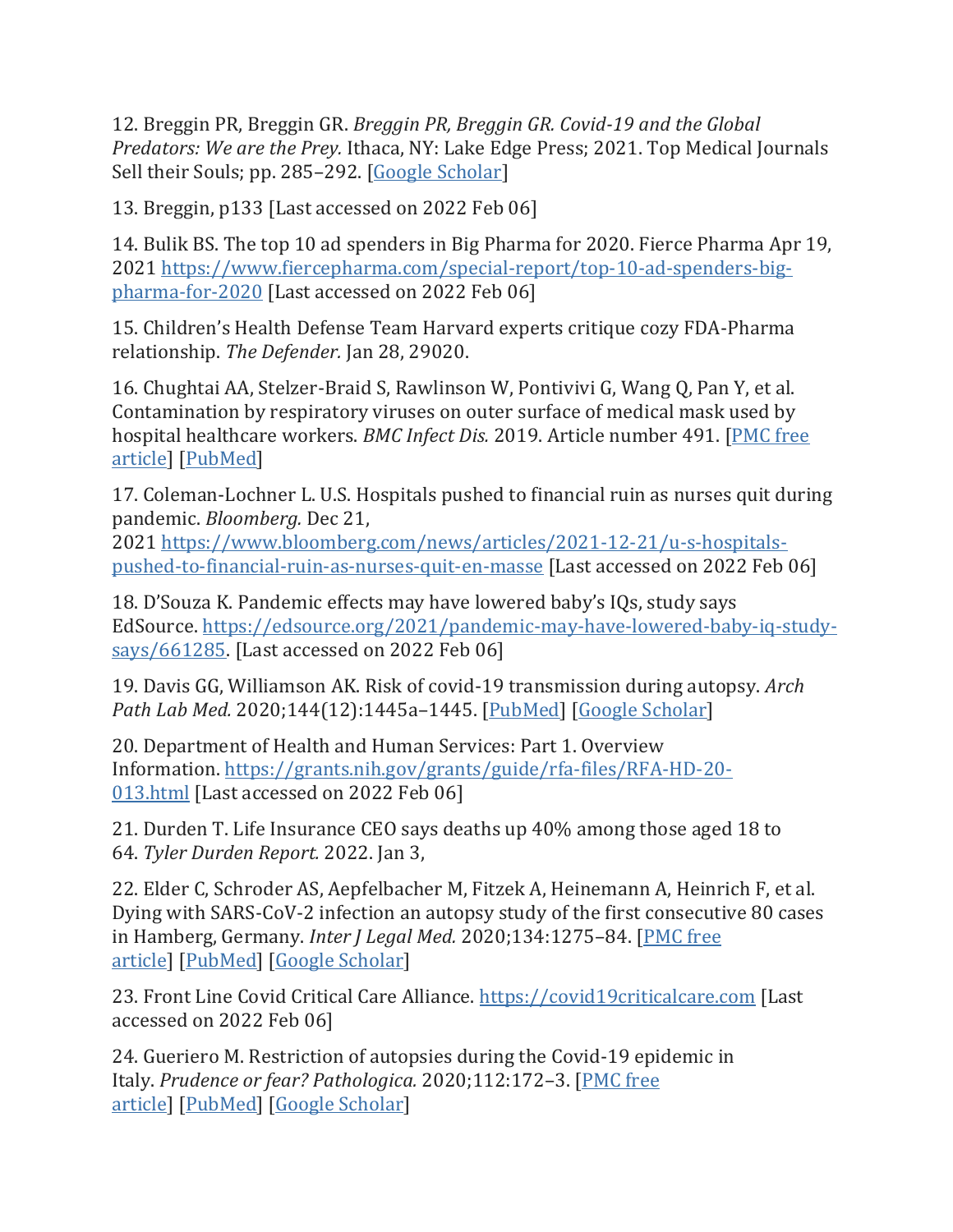12. Breggin PR, Breggin GR. *Breggin PR, Breggin GR. Covid-19 and the Global Predators: We are the Prey.* Ithaca, NY: Lake Edge Press; 2021. Top Medical Journals Sell their Souls; pp. 285–292. [Google Scholar]

13. Breggin, p133 [Last accessed on 2022 Feb 06]

14. Bulik BS. The top 10 ad spenders in Big Pharma for 2020. Fierce Pharma Apr 19, 2021 https://www.fiercepharma.com/special-report/top-10-ad-spenders-big-pharma-for-2020 [Last accessed on 2022 Feb 06]

15. Children's Health Defense Team Harvard experts critique cozy FDA-Pharma relationship. *The Defender.* Jan 28, 29020.

16. Chughtai AA, Stelzer-Braid S, Rawlinson W, Pontivivi G, Wang Q, Pan Y, et al. Contamination by respiratory viruses on outer surface of medical mask used by hospital healthcare workers. *BMC Infect Dis.* 2019. Article number 491. [PMC free article] [PubMed]

17. Coleman-Lochner L. U.S. Hospitals pushed to financial ruin as nurses quit during pandemic. *Bloomberg.* Dec 21, 2021 https://www.bloomberg.com/news/articles/2021-12-21/u-s-hospitals-pushed-to-financial-ruin-as-nurses-quit-en-masse [Last accessed on 2022 Feb 06]

18. D'Souza K. Pandemic effects may have lowered baby's IQs, study says EdSource. https://edsource.org/2021/pandemic-may-have-lowered-baby-iq-study-says/661285. [Last accessed on 2022 Feb 06]

19. Davis GG, Williamson AK. Risk of covid-19 transmission during autopsy. *Arch Path Lab Med.* 2020;144(12):1445a–1445. [PubMed] [Google Scholar]

20. Department of Health and Human Services: Part 1. Overview Information. https://grants.nih.gov/grants/guide/rfa-files/RFA-HD-20-013.html [Last accessed on 2022 Feb 06]

21. Durden T. Life Insurance CEO says deaths up 40% among those aged 18 to 64. *Tyler Durden Report.* 2022. Jan 3,

22. Elder C, Schroder AS, Aepfelbacher M, Fitzek A, Heinemann A, Heinrich F, et al. Dying with SARS-CoV-2 infection an autopsy study of the first consecutive 80 cases in Hamberg, Germany. *Inter J Legal Med.* 2020;134:1275–84. [PMC free article] [PubMed] [Google Scholar]

23. Front Line Covid Critical Care Alliance. https://covid19criticalcare.com [Last accessed on 2022 Feb 06]

24. Gueriero M. Restriction of autopsies during the Covid-19 epidemic in Italy. *Prudence or fear? Pathologica.* 2020;112:172–3. [PMC free article] [PubMed] [Google Scholar]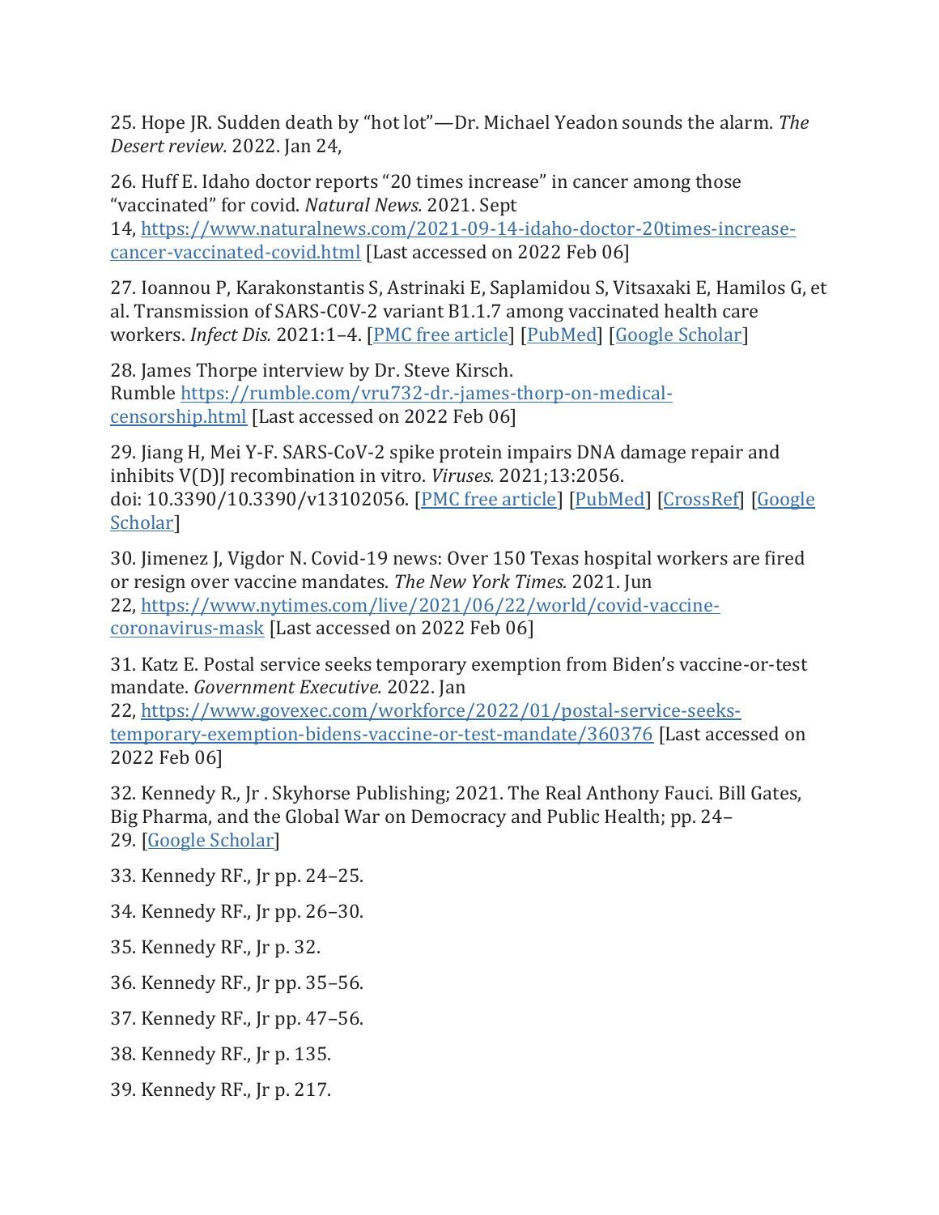25. Hope JR. Sudden death by “hot lot”—Dr. Michael Yeadon sounds the alarm. *The Desert review.* 2022. Jan 24,

26. Huff E. Idaho doctor reports “20 times increase” in cancer among those “vaccinated” for covid. *Natural News.* 2021. Sept 14, https://www.naturalnews.com/2021-09-14-idaho-doctor-20times-increase-cancer-vaccinated-covid.html [Last accessed on 2022 Feb 06]

27. Ioannou P, Karakonstantis S, Astrinaki E, Saplamidou S, Vitsaxaki E, Hamilos G, et al. Transmission of SARS-C0V-2 variant B1.1.7 among vaccinated health care workers. *Infect Dis.* 2021:1–4. [PMC free article] [PubMed] [Google Scholar]

28. James Thorpe interview by Dr. Steve Kirsch. Rumble https://rumble.com/vru732-dr.-james-thorp-on-medical-censorship.html [Last accessed on 2022 Feb 06]

29. Jiang H, Mei Y-F. SARS-CoV-2 spike protein impairs DNA damage repair and inhibits V(D)J recombination in vitro. *Viruses.* 2021;13:2056. doi: 10.3390/10.3390/v13102056. [PMC free article] [PubMed] [CrossRef] [Google Scholar]

30. Jimenez J, Vigdor N. Covid-19 news: Over 150 Texas hospital workers are fired or resign over vaccine mandates. *The New York Times.* 2021. Jun 22, https://www.nytimes.com/live/2021/06/22/world/covid-vaccine-coronavirus-mask [Last accessed on 2022 Feb 06]

31. Katz E. Postal service seeks temporary exemption from Biden’s vaccine-or-test mandate. *Government Executive.* 2022. Jan 22, https://www.govexec.com/workforce/2022/01/postal-service-seeks-temporary-exemption-bidens-vaccine-or-test-mandate/360376 [Last accessed on 2022 Feb 06]

32. Kennedy R., Jr . Skyhorse Publishing; 2021. The Real Anthony Fauci. Bill Gates, Big Pharma, and the Global War on Democracy and Public Health; pp. 24–29. [Google Scholar]

33. Kennedy RF., Jr pp. 24–25.

34. Kennedy RF., Jr pp. 26–30.

35. Kennedy RF., Jr p. 32.

36. Kennedy RF., Jr pp. 35–56.

37. Kennedy RF., Jr pp. 47–56.

38. Kennedy RF., Jr p. 135.

39. Kennedy RF., Jr p. 217.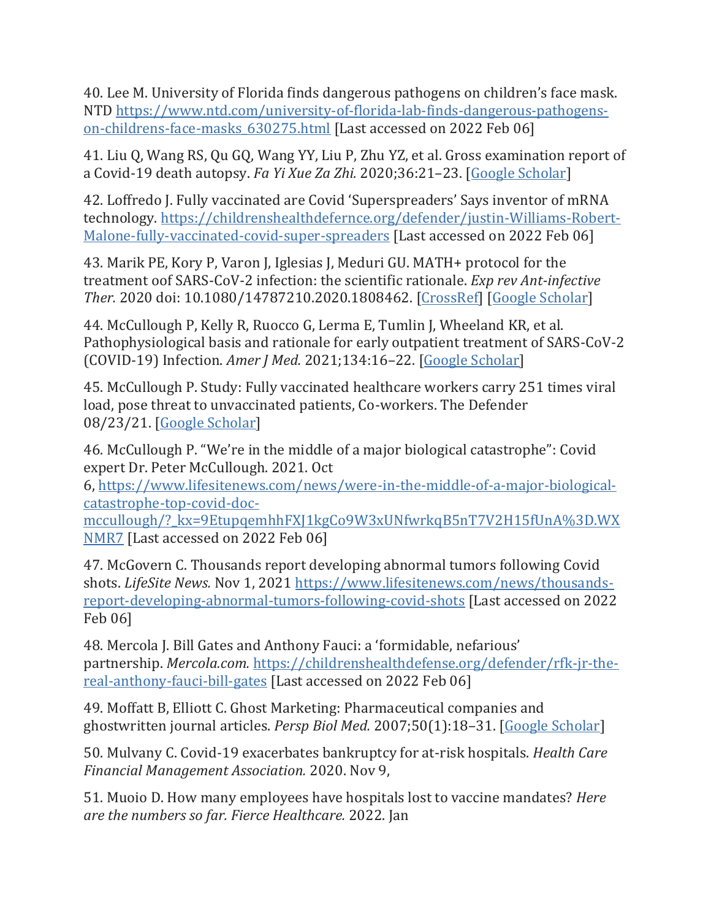40. Lee M. University of Florida finds dangerous pathogens on children's face mask. NTD [https://www.ntd.com/university-of-florida-lab-finds-dangerous-pathogens-on-childrens-face-masks_630275.html](https://www.ntd.com/university-of-florida-lab-finds-dangerous-pathogens-on-childrens-face-masks_630275.html) [Last accessed on 2022 Feb 06]

41. Liu Q, Wang RS, Qu GQ, Wang YY, Liu P, Zhu YZ, et al. Gross examination report of a Covid-19 death autopsy. *Fa Yi Xue Za Zhi.* 2020;36:21–23. [Google Scholar]

42. Loffredo J. Fully vaccinated are Covid 'Superspreaders' Says inventor of mRNA technology. [https://childrenshealthdefernce.org/defender/justin-Williams-Robert-Malone-fully-vaccinated-covid-super-spreaders](https://childrenshealthdefernce.org/defender/justin-Williams-Robert-Malone-fully-vaccinated-covid-super-spreaders) [Last accessed on 2022 Feb 06]

43. Marik PE, Kory P, Varon J, Iglesias J, Meduri GU. MATH+ protocol for the treatment oof SARS-CoV-2 infection: the scientific rationale. *Exp rev Ant-infective Ther.* 2020 doi: 10.1080/14787210.2020.1808462. [CrossRef] [Google Scholar]

44. McCullough P, Kelly R, Ruocco G, Lerma E, Tumlin J, Wheeland KR, et al. Pathophysiological basis and rationale for early outpatient treatment of SARS-CoV-2 (COVID-19) Infection. *Amer J Med.* 2021;134:16–22. [Google Scholar]

45. McCullough P. Study: Fully vaccinated healthcare workers carry 251 times viral load, pose threat to unvaccinated patients, Co-workers. The Defender 08/23/21. [Google Scholar]

46. McCullough P. "We're in the middle of a major biological catastrophe": Covid expert Dr. Peter McCullough. 2021. Oct 6, [https://www.lifesitenews.com/news/were-in-the-middle-of-a-major-biological-catastrophe-top-covid-doc-mccullough/?_kx=9EtupqemhhFXJ1kgCo9W3xUNfwrkqB5nT7V2H15fUnA%3D.WXNMR7](https://www.lifesitenews.com/news/were-in-the-middle-of-a-major-biological-catastrophe-top-covid-doc-mccullough/?_kx=9EtupqemhhFXJ1kgCo9W3xUNfwrkqB5nT7V2H15fUnA%3D.WXNMR7) [Last accessed on 2022 Feb 06]

47. McGovern C. Thousands report developing abnormal tumors following Covid shots. *LifeSite News.* Nov 1, 2021 [https://www.lifesitenews.com/news/thousands-report-developing-abnormal-tumors-following-covid-shots](https://www.lifesitenews.com/news/thousands-report-developing-abnormal-tumors-following-covid-shots) [Last accessed on 2022 Feb 06]

48. Mercola J. Bill Gates and Anthony Fauci: a 'formidable, nefarious' partnership. *Mercola.com.* [https://childrenshealthdefense.org/defender/rfk-jr-the-real-anthony-fauci-bill-gates](https://childrenshealthdefense.org/defender/rfk-jr-the-real-anthony-fauci-bill-gates) [Last accessed on 2022 Feb 06]

49. Moffatt B, Elliott C. Ghost Marketing: Pharmaceutical companies and ghostwritten journal articles. *Persp Biol Med.* 2007;50(1):18–31. [Google Scholar]

50. Mulvany C. Covid-19 exacerbates bankruptcy for at-risk hospitals. *Health Care Financial Management Association.* 2020. Nov 9,

51. Muoio D. How many employees have hospitals lost to vaccine mandates? *Here are the numbers so far. Fierce Healthcare.* 2022. Jan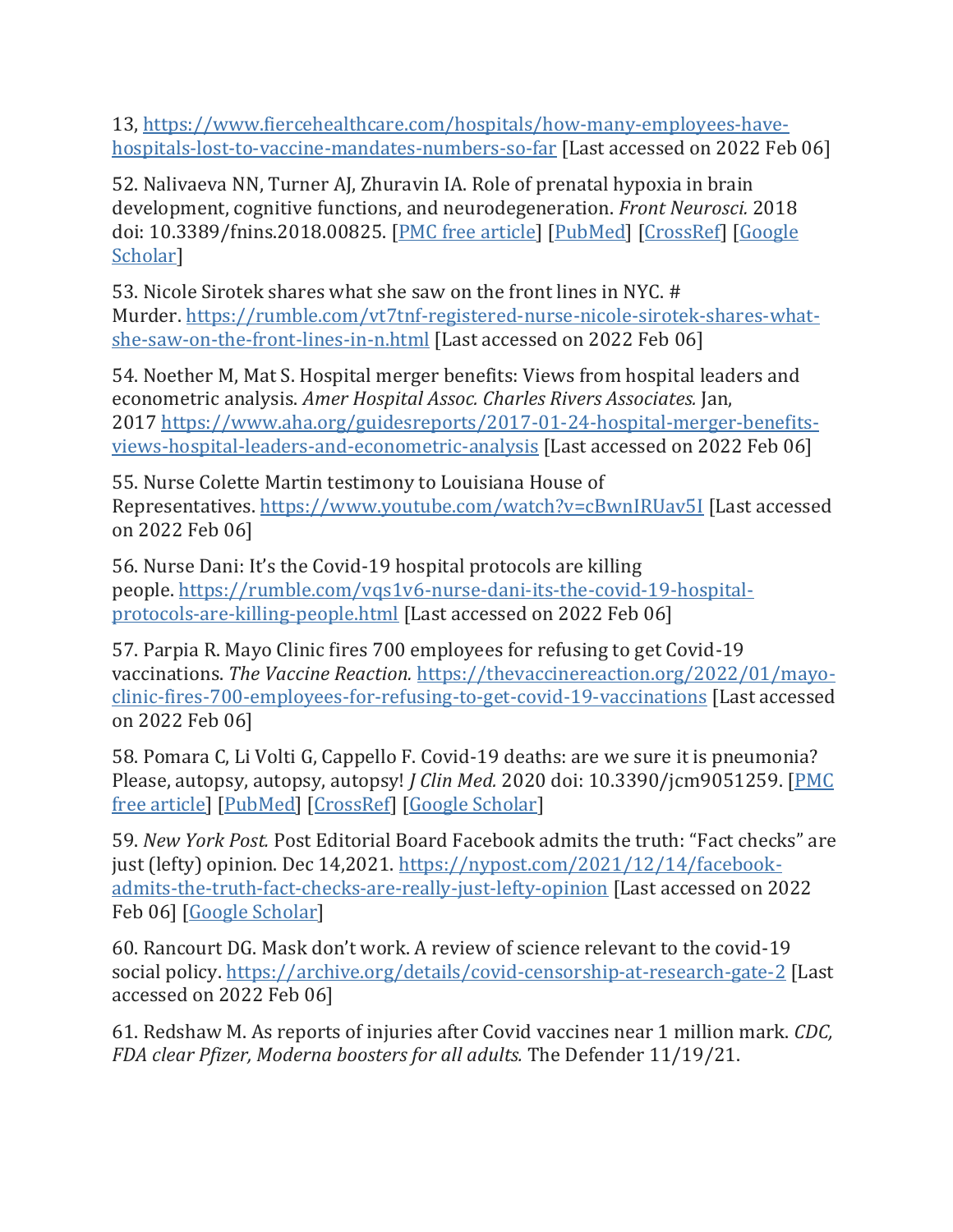13, [https://www.fiercehealthcare.com/hospitals/how-many-employees-have-hospitals-lost-to-vaccine-mandates-numbers-so-far](https://www.fiercehealthcare.com/hospitals/how-many-employees-have-hospitals-lost-to-vaccine-mandates-numbers-so-far) [Last accessed on 2022 Feb 06]

52. Nalivaeva NN, Turner AJ, Zhuravin IA. Role of prenatal hypoxia in brain development, cognitive functions, and neurodegeneration. *Front Neurosci.* 2018 doi: 10.3389/fnins.2018.00825. [PMC free article] [PubMed] [CrossRef] [Google Scholar]

53. Nicole Sirotek shares what she saw on the front lines in NYC. # Murder. [https://rumble.com/vt7tnf-registered-nurse-nicole-sirotek-shares-what-she-saw-on-the-front-lines-in-n.html](https://rumble.com/vt7tnf-registered-nurse-nicole-sirotek-shares-what-she-saw-on-the-front-lines-in-n.html) [Last accessed on 2022 Feb 06]

54. Noether M, Mat S. Hospital merger benefits: Views from hospital leaders and econometric analysis. *Amer Hospital Assoc. Charles Rivers Associates.* Jan, 2017 [https://www.aha.org/guidesreports/2017-01-24-hospital-merger-benefits-views-hospital-leaders-and-econometric-analysis](https://www.aha.org/guidesreports/2017-01-24-hospital-merger-benefits-views-hospital-leaders-and-econometric-analysis) [Last accessed on 2022 Feb 06]

55. Nurse Colette Martin testimony to Louisiana House of Representatives. [https://www.youtube.com/watch?v=cBwnIRUav5I](https://www.youtube.com/watch?v=cBwnIRUav5I) [Last accessed on 2022 Feb 06]

56. Nurse Dani: It's the Covid-19 hospital protocols are killing people. [https://rumble.com/vqs1v6-nurse-dani-its-the-covid-19-hospital-protocols-are-killing-people.html](https://rumble.com/vqs1v6-nurse-dani-its-the-covid-19-hospital-protocols-are-killing-people.html) [Last accessed on 2022 Feb 06]

57. Parpia R. Mayo Clinic fires 700 employees for refusing to get Covid-19 vaccinations. *The Vaccine Reaction.* [https://thevaccinereaction.org/2022/01/mayo-clinic-fires-700-employees-for-refusing-to-get-covid-19-vaccinations](https://thevaccinereaction.org/2022/01/mayo-clinic-fires-700-employees-for-refusing-to-get-covid-19-vaccinations) [Last accessed on 2022 Feb 06]

58. Pomara C, Li Volti G, Cappello F. Covid-19 deaths: are we sure it is pneumonia? Please, autopsy, autopsy, autopsy! *J Clin Med.* 2020 doi: 10.3390/jcm9051259. [PMC free article] [PubMed] [CrossRef] [Google Scholar]

59. *New York Post.* Post Editorial Board Facebook admits the truth: "Fact checks" are just (lefty) opinion. Dec 14,2021. [https://nypost.com/2021/12/14/facebook-admits-the-truth-fact-checks-are-really-just-lefty-opinion](https://nypost.com/2021/12/14/facebook-admits-the-truth-fact-checks-are-really-just-lefty-opinion) [Last accessed on 2022 Feb 06] [Google Scholar]

60. Rancourt DG. Mask don't work. A review of science relevant to the covid-19 social policy. [https://archive.org/details/covid-censorship-at-research-gate-2](https://archive.org/details/covid-censorship-at-research-gate-2) [Last accessed on 2022 Feb 06]

61. Redshaw M. As reports of injuries after Covid vaccines near 1 million mark. *CDC, FDA clear Pfizer, Moderna boosters for all adults.* The Defender 11/19/21.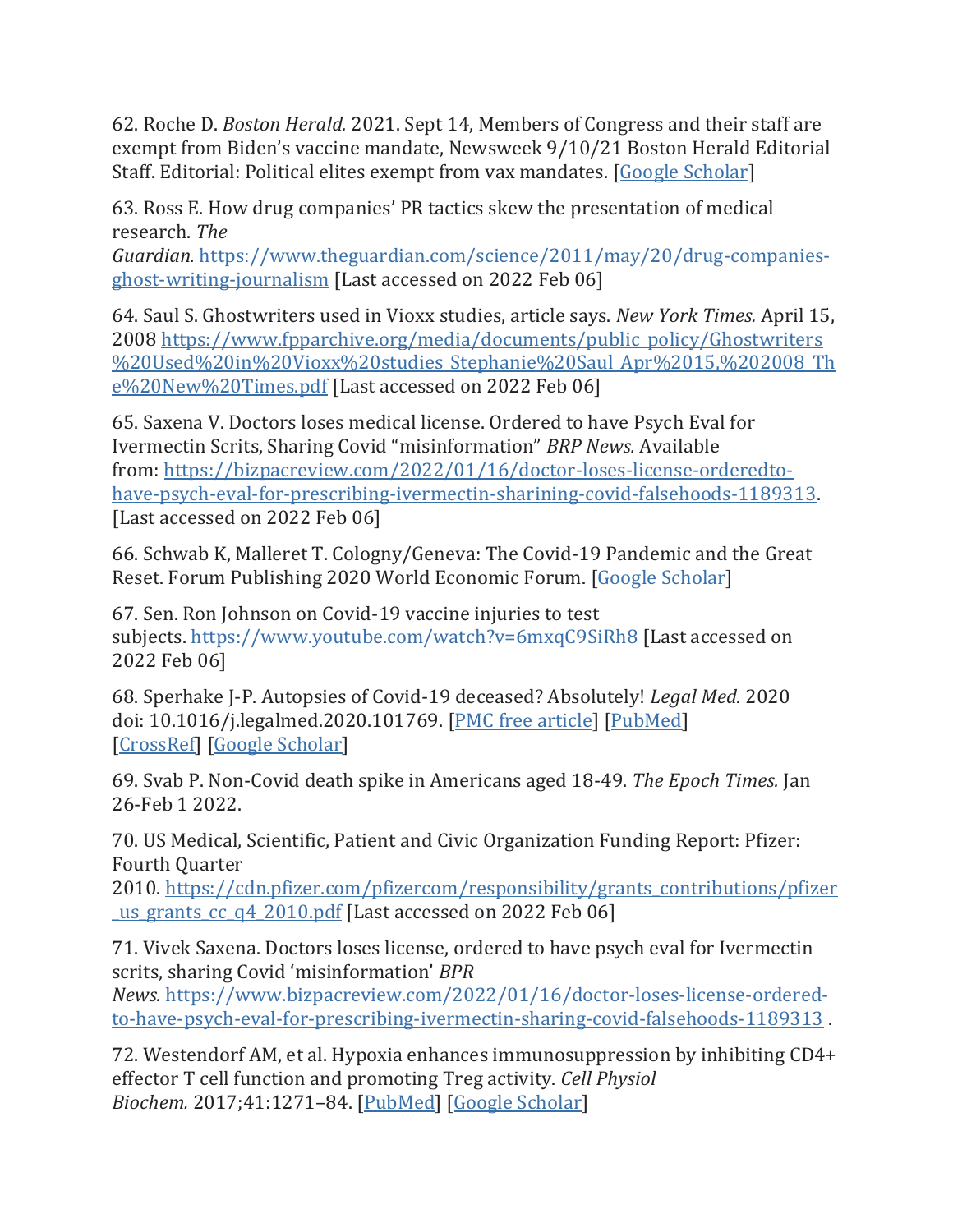62. Roche D. *Boston Herald.* 2021. Sept 14, Members of Congress and their staff are exempt from Biden's vaccine mandate, Newsweek 9/10/21 Boston Herald Editorial Staff. Editorial: Political elites exempt from vax mandates. [Google Scholar]

63. Ross E. How drug companies' PR tactics skew the presentation of medical research. *The Guardian.* https://www.theguardian.com/science/2011/may/20/drug-companies-ghost-writing-journalism [Last accessed on 2022 Feb 06]

64. Saul S. Ghostwriters used in Vioxx studies, article says. *New York Times.* April 15, 2008 https://www.fpparchive.org/media/documents/public_policy/Ghostwriters%20Used%20in%20Vioxx%20studies_Stephanie%20Saul_Apr%2015,%202008_The%20New%20Times.pdf [Last accessed on 2022 Feb 06]

65. Saxena V. Doctors loses medical license. Ordered to have Psych Eval for Ivermectin Scrits, Sharing Covid "misinformation" *BRP News.* Available from: https://bizpacreview.com/2022/01/16/doctor-loses-license-orderedto-have-psych-eval-for-prescribing-ivermectin-sharining-covid-falsehoods-1189313. [Last accessed on 2022 Feb 06]

66. Schwab K, Malleret T. Cologny/Geneva: The Covid-19 Pandemic and the Great Reset. Forum Publishing 2020 World Economic Forum. [Google Scholar]

67. Sen. Ron Johnson on Covid-19 vaccine injuries to test subjects. https://www.youtube.com/watch?v=6mxqC9SiRh8 [Last accessed on 2022 Feb 06]

68. Sperhake J-P. Autopsies of Covid-19 deceased? Absolutely! *Legal Med.* 2020 doi: 10.1016/j.legalmed.2020.101769. [PMC free article] [PubMed] [CrossRef] [Google Scholar]

69. Svab P. Non-Covid death spike in Americans aged 18-49. *The Epoch Times.* Jan 26-Feb 1 2022.

70. US Medical, Scientific, Patient and Civic Organization Funding Report: Pfizer: Fourth Quarter 2010. https://cdn.pfizer.com/pfizercom/responsibility/grants_contributions/pfizer_us_grants_cc_q4_2010.pdf [Last accessed on 2022 Feb 06]

71. Vivek Saxena. Doctors loses license, ordered to have psych eval for Ivermectin scrits, sharing Covid 'misinformation' *BPR News.* https://www.bizpacreview.com/2022/01/16/doctor-loses-license-ordered-to-have-psych-eval-for-prescribing-ivermectin-sharing-covid-falsehoods-1189313 .

72. Westendorf AM, et al. Hypoxia enhances immunosuppression by inhibiting CD4+ effector T cell function and promoting Treg activity. *Cell Physiol Biochem.* 2017;41:1271–84. [PubMed] [Google Scholar]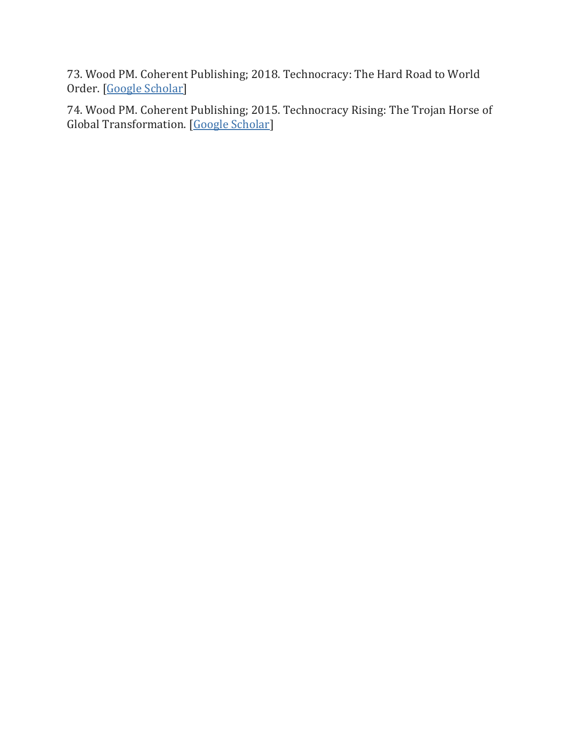73. Wood PM. Coherent Publishing; 2018. Technocracy: The Hard Road to World Order. [Google Scholar]

74. Wood PM. Coherent Publishing; 2015. Technocracy Rising: The Trojan Horse of Global Transformation. [Google Scholar]